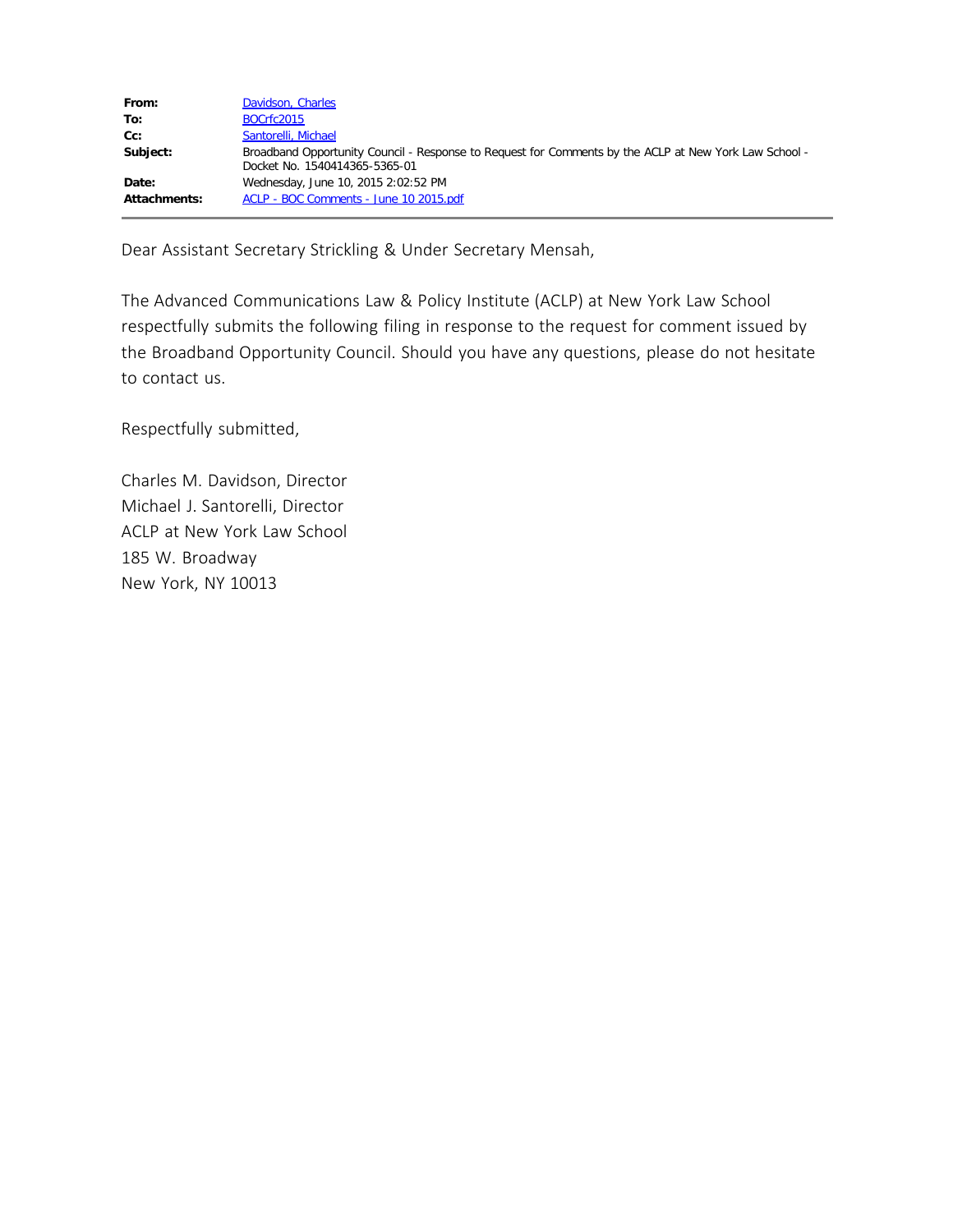| | |
|---|---|
| **From:** | Davidson, Charles |
| **To:** | BOCrfc2015 |
| **Cc:** | Santorelli, Michael |
| **Subject:** | Broadband Opportunity Council - Response to Request for Comments by the ACLP at New York Law School - Docket No. 1540414365-5365-01 |
| **Date:** | Wednesday, June 10, 2015 2:02:52 PM |
| **Attachments:** | ACLP - BOC Comments - June 10 2015.pdf |

Dear Assistant Secretary Strickling & Under Secretary Mensah,

The Advanced Communications Law & Policy Institute (ACLP) at New York Law School respectfully submits the following filing in response to the request for comment issued by the Broadband Opportunity Council. Should you have any questions, please do not hesitate to contact us.

Respectfully submitted,

Charles M. Davidson, Director
Michael J. Santorelli, Director
ACLP at New York Law School
185 W. Broadway
New York, NY 10013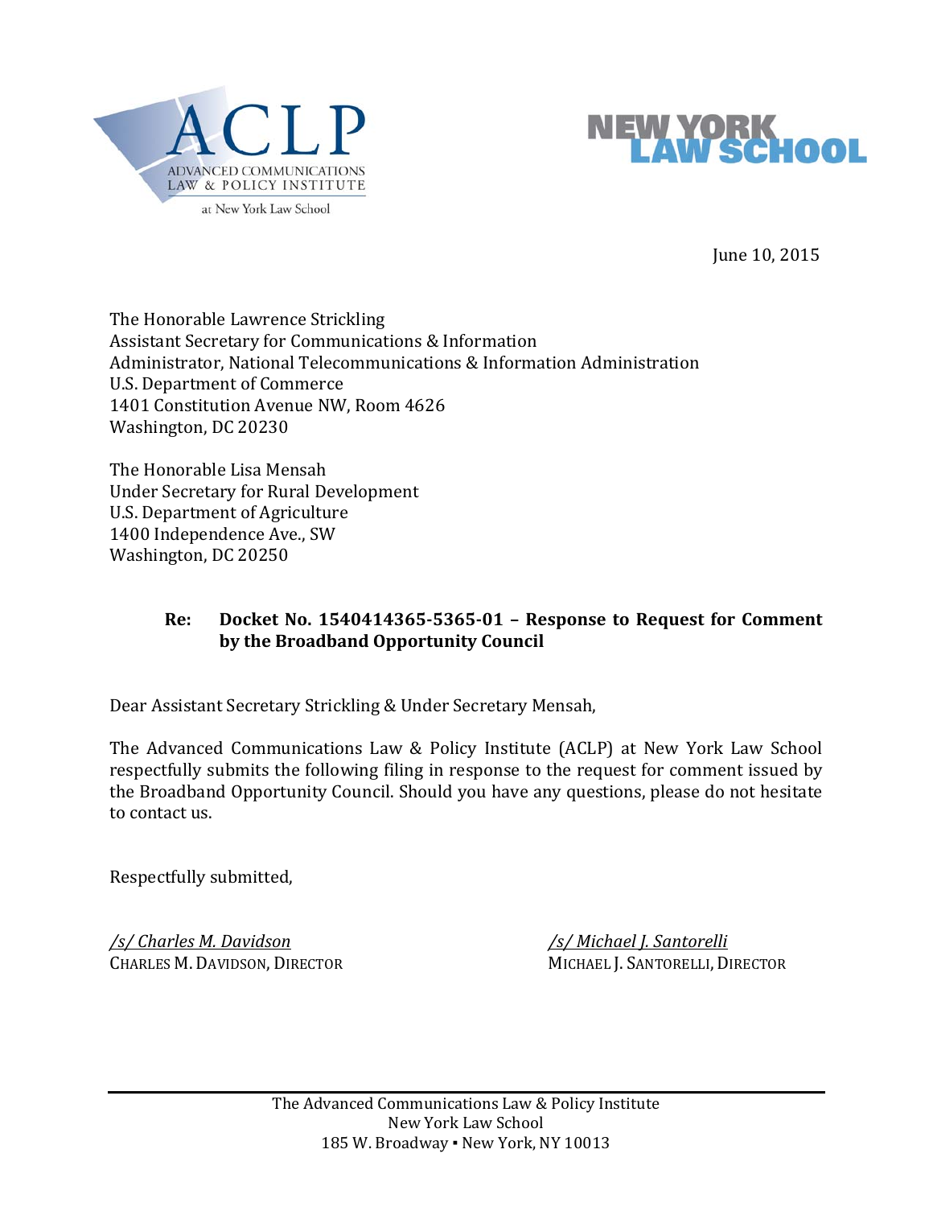ACLP

ADVANCED COMMUNICATIONS LAW & POLICY INSTITUTE

at New York Law School

NEW YORK LAW SCHOOL

June 10, 2015

The Honorable Lawrence Strickling
Assistant Secretary for Communications & Information
Administrator, National Telecommunications & Information Administration
U.S. Department of Commerce
1401 Constitution Avenue NW, Room 4626
Washington, DC 20230

The Honorable Lisa Mensah
Under Secretary for Rural Development
U.S. Department of Agriculture
1400 Independence Ave., SW
Washington, DC 20250

**Re: Docket No. 1540414365-5365-01 – Response to Request for Comment by the Broadband Opportunity Council**

Dear Assistant Secretary Strickling & Under Secretary Mensah,

The Advanced Communications Law & Policy Institute (ACLP) at New York Law School respectfully submits the following filing in response to the request for comment issued by the Broadband Opportunity Council. Should you have any questions, please do not hesitate to contact us.

Respectfully submitted,

*/s/ Charles M. Davidson*
CHARLES M. DAVIDSON, DIRECTOR

*/s/ Michael J. Santorelli*
MICHAEL J. SANTORELLI, DIRECTOR

The Advanced Communications Law & Policy Institute
New York Law School
185 W. Broadway ▪ New York, NY 10013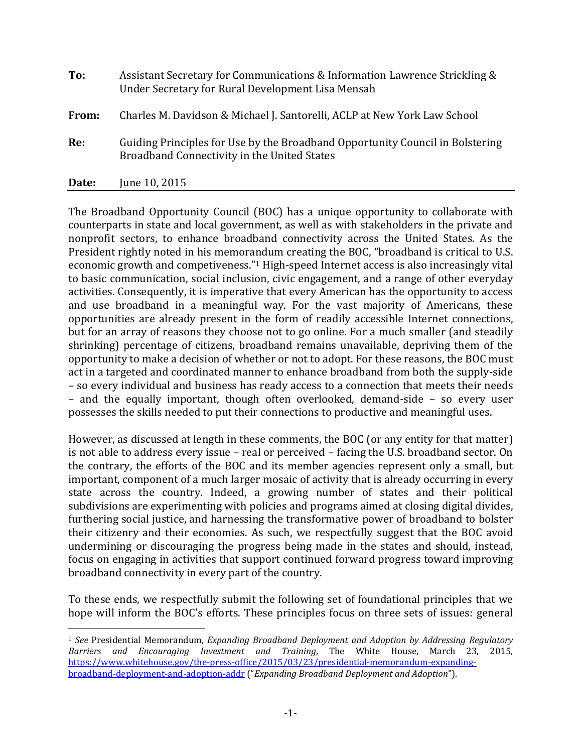**To:** Assistant Secretary for Communications & Information Lawrence Strickling & Under Secretary for Rural Development Lisa Mensah

**From:** Charles M. Davidson & Michael J. Santorelli, ACLP at New York Law School

**Re:** Guiding Principles for Use by the Broadband Opportunity Council in Bolstering Broadband Connectivity in the United States

**Date:** June 10, 2015

---

The Broadband Opportunity Council (BOC) has a unique opportunity to collaborate with counterparts in state and local government, as well as with stakeholders in the private and nonprofit sectors, to enhance broadband connectivity across the United States. As the President rightly noted in his memorandum creating the BOC, "broadband is critical to U.S. economic growth and competiveness."[1] High-speed Internet access is also increasingly vital to basic communication, social inclusion, civic engagement, and a range of other everyday activities. Consequently, it is imperative that every American has the opportunity to access and use broadband in a meaningful way. For the vast majority of Americans, these opportunities are already present in the form of readily accessible Internet connections, but for an array of reasons they choose not to go online. For a much smaller (and steadily shrinking) percentage of citizens, broadband remains unavailable, depriving them of the opportunity to make a decision of whether or not to adopt. For these reasons, the BOC must act in a targeted and coordinated manner to enhance broadband from both the supply-side – so every individual and business has ready access to a connection that meets their needs – and the equally important, though often overlooked, demand-side – so every user possesses the skills needed to put their connections to productive and meaningful uses.

However, as discussed at length in these comments, the BOC (or any entity for that matter) is not able to address every issue – real or perceived – facing the U.S. broadband sector. On the contrary, the efforts of the BOC and its member agencies represent only a small, but important, component of a much larger mosaic of activity that is already occurring in every state across the country. Indeed, a growing number of states and their political subdivisions are experimenting with policies and programs aimed at closing digital divides, furthering social justice, and harnessing the transformative power of broadband to bolster their citizenry and their economies. As such, we respectfully suggest that the BOC avoid undermining or discouraging the progress being made in the states and should, instead, focus on engaging in activities that support continued forward progress toward improving broadband connectivity in every part of the country.

To these ends, we respectfully submit the following set of foundational principles that we hope will inform the BOC's efforts. These principles focus on three sets of issues: general

---

[1] *See* Presidential Memorandum, *Expanding Broadband Deployment and Adoption by Addressing Regulatory Barriers and Encouraging Investment and Training*, The White House, March 23, 2015, https://www.whitehouse.gov/the-press-office/2015/03/23/presidential-memorandum-expanding-broadband-deployment-and-adoption-addr ("*Expanding Broadband Deployment and Adoption*").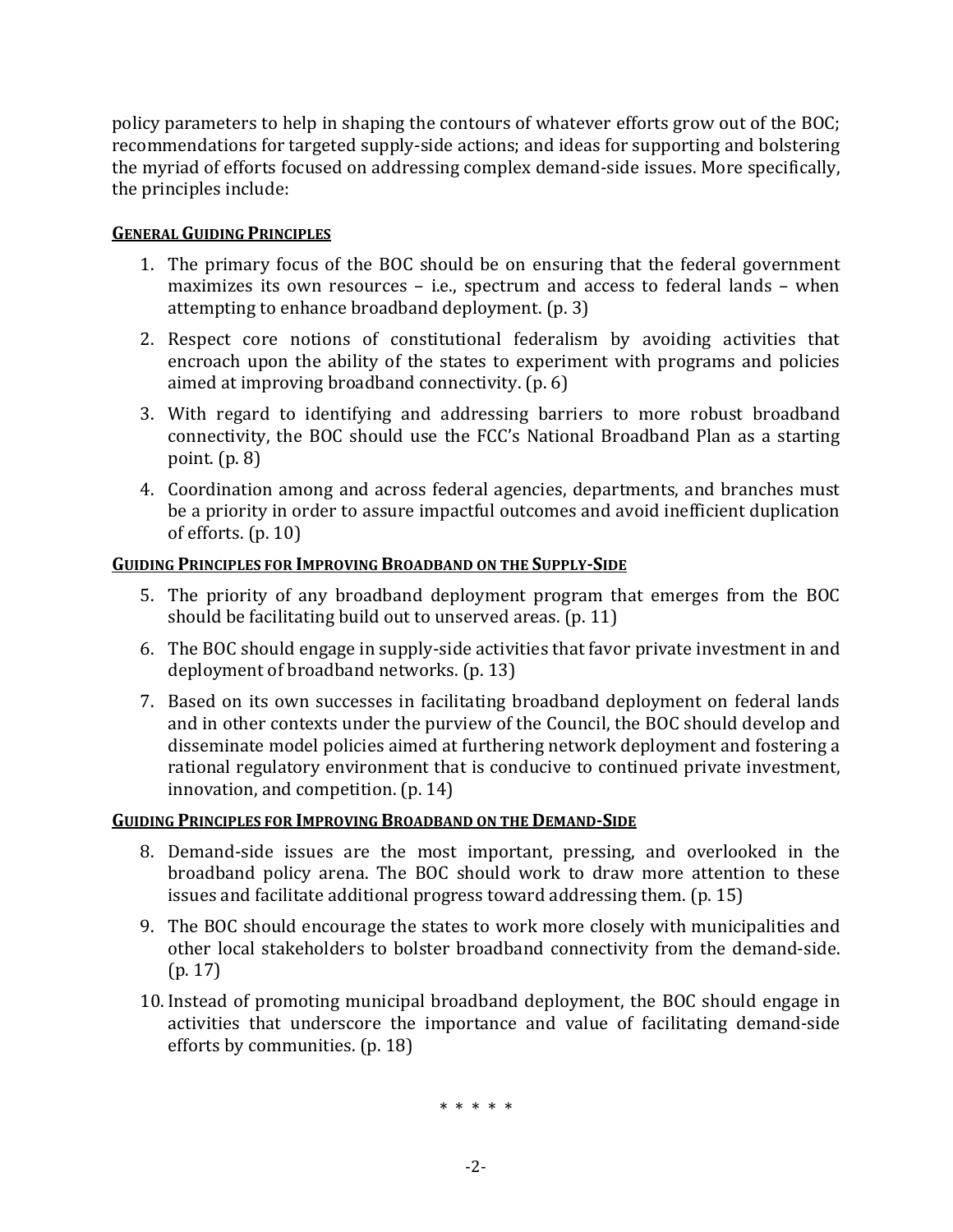policy parameters to help in shaping the contours of whatever efforts grow out of the BOC; recommendations for targeted supply-side actions; and ideas for supporting and bolstering the myriad of efforts focused on addressing complex demand-side issues. More specifically, the principles include:

**GENERAL GUIDING PRINCIPLES**

1. The primary focus of the BOC should be on ensuring that the federal government maximizes its own resources – i.e., spectrum and access to federal lands – when attempting to enhance broadband deployment. (p. 3)
2. Respect core notions of constitutional federalism by avoiding activities that encroach upon the ability of the states to experiment with programs and policies aimed at improving broadband connectivity. (p. 6)
3. With regard to identifying and addressing barriers to more robust broadband connectivity, the BOC should use the FCC's National Broadband Plan as a starting point. (p. 8)
4. Coordination among and across federal agencies, departments, and branches must be a priority in order to assure impactful outcomes and avoid inefficient duplication of efforts. (p. 10)

**GUIDING PRINCIPLES FOR IMPROVING BROADBAND ON THE SUPPLY-SIDE**

5. The priority of any broadband deployment program that emerges from the BOC should be facilitating build out to unserved areas. (p. 11)
6. The BOC should engage in supply-side activities that favor private investment in and deployment of broadband networks. (p. 13)
7. Based on its own successes in facilitating broadband deployment on federal lands and in other contexts under the purview of the Council, the BOC should develop and disseminate model policies aimed at furthering network deployment and fostering a rational regulatory environment that is conducive to continued private investment, innovation, and competition. (p. 14)

**GUIDING PRINCIPLES FOR IMPROVING BROADBAND ON THE DEMAND-SIDE**

8. Demand-side issues are the most important, pressing, and overlooked in the broadband policy arena. The BOC should work to draw more attention to these issues and facilitate additional progress toward addressing them. (p. 15)
9. The BOC should encourage the states to work more closely with municipalities and other local stakeholders to bolster broadband connectivity from the demand-side. (p. 17)
10. Instead of promoting municipal broadband deployment, the BOC should engage in activities that underscore the importance and value of facilitating demand-side efforts by communities. (p. 18)

\* \* \* \* \*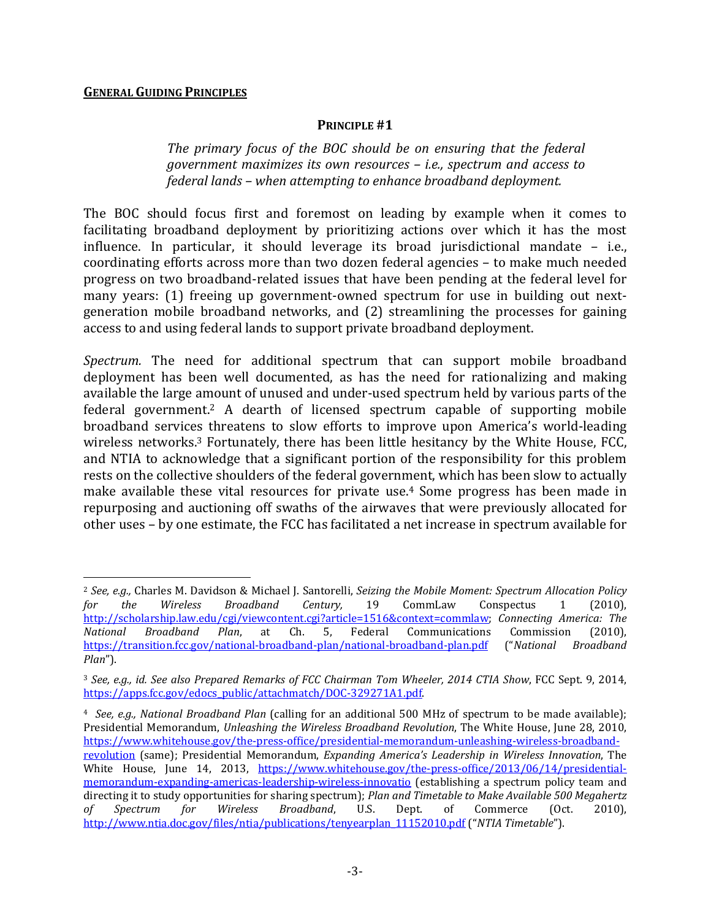**GENERAL GUIDING PRINCIPLES**

**PRINCIPLE #1**

*The primary focus of the BOC should be on ensuring that the federal government maximizes its own resources – i.e., spectrum and access to federal lands – when attempting to enhance broadband deployment.*

The BOC should focus first and foremost on leading by example when it comes to facilitating broadband deployment by prioritizing actions over which it has the most influence. In particular, it should leverage its broad jurisdictional mandate – i.e., coordinating efforts across more than two dozen federal agencies – to make much needed progress on two broadband-related issues that have been pending at the federal level for many years: (1) freeing up government-owned spectrum for use in building out next-generation mobile broadband networks, and (2) streamlining the processes for gaining access to and using federal lands to support private broadband deployment.

*Spectrum.* The need for additional spectrum that can support mobile broadband deployment has been well documented, as has the need for rationalizing and making available the large amount of unused and under-used spectrum held by various parts of the federal government.[2] A dearth of licensed spectrum capable of supporting mobile broadband services threatens to slow efforts to improve upon America's world-leading wireless networks.[3] Fortunately, there has been little hesitancy by the White House, FCC, and NTIA to acknowledge that a significant portion of the responsibility for this problem rests on the collective shoulders of the federal government, which has been slow to actually make available these vital resources for private use.[4] Some progress has been made in repurposing and auctioning off swaths of the airwaves that were previously allocated for other uses – by one estimate, the FCC has facilitated a net increase in spectrum available for

---

[2] *See, e.g.,* Charles M. Davidson & Michael J. Santorelli, *Seizing the Mobile Moment: Spectrum Allocation Policy for the Wireless Broadband Century,* 19 CommLaw Conspectus 1 (2010), http://scholarship.law.edu/cgi/viewcontent.cgi?article=1516&context=commlaw; *Connecting America: The National Broadband Plan*, at Ch. 5, Federal Communications Commission (2010), https://transition.fcc.gov/national-broadband-plan/national-broadband-plan.pdf ("*National Broadband Plan*").

[3] *See, e.g., id. See also Prepared Remarks of FCC Chairman Tom Wheeler, 2014 CTIA Show*, FCC Sept. 9, 2014, https://apps.fcc.gov/edocs_public/attachmatch/DOC-329271A1.pdf.

[4] *See, e.g., National Broadband Plan* (calling for an additional 500 MHz of spectrum to be made available); Presidential Memorandum, *Unleashing the Wireless Broadband Revolution*, The White House, June 28, 2010, https://www.whitehouse.gov/the-press-office/presidential-memorandum-unleashing-wireless-broadband-revolution (same); Presidential Memorandum, *Expanding America's Leadership in Wireless Innovation*, The White House, June 14, 2013, https://www.whitehouse.gov/the-press-office/2013/06/14/presidential-memorandum-expanding-americas-leadership-wireless-innovatio (establishing a spectrum policy team and directing it to study opportunities for sharing spectrum); *Plan and Timetable to Make Available 500 Megahertz of Spectrum for Wireless Broadband*, U.S. Dept. of Commerce (Oct. 2010), http://www.ntia.doc.gov/files/ntia/publications/tenyearplan_11152010.pdf ("*NTIA Timetable*").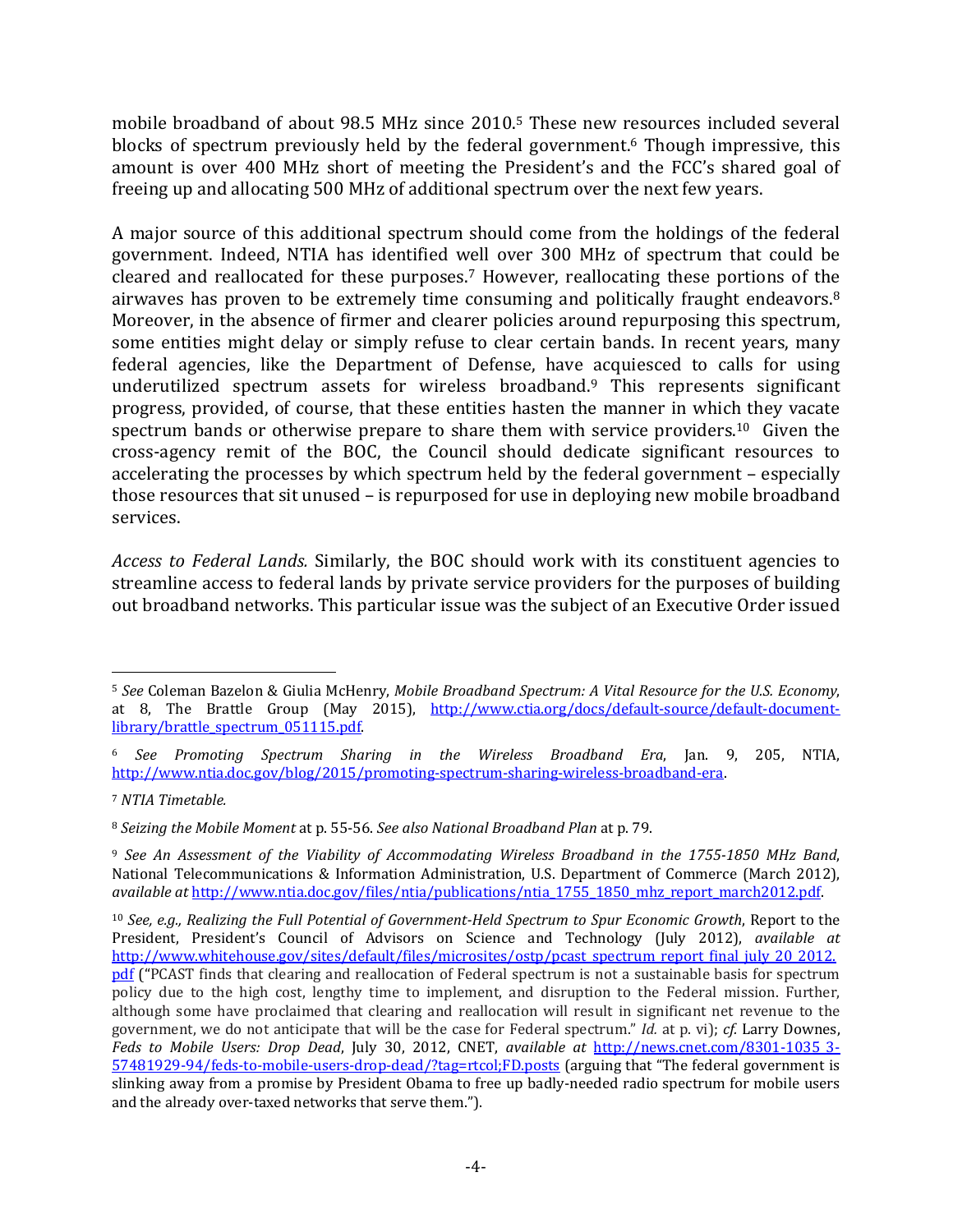mobile broadband of about 98.5 MHz since 2010.[5] These new resources included several blocks of spectrum previously held by the federal government.[6] Though impressive, this amount is over 400 MHz short of meeting the President's and the FCC's shared goal of freeing up and allocating 500 MHz of additional spectrum over the next few years.

A major source of this additional spectrum should come from the holdings of the federal government. Indeed, NTIA has identified well over 300 MHz of spectrum that could be cleared and reallocated for these purposes.[7] However, reallocating these portions of the airwaves has proven to be extremely time consuming and politically fraught endeavors.[8] Moreover, in the absence of firmer and clearer policies around repurposing this spectrum, some entities might delay or simply refuse to clear certain bands. In recent years, many federal agencies, like the Department of Defense, have acquiesced to calls for using underutilized spectrum assets for wireless broadband.[9] This represents significant progress, provided, of course, that these entities hasten the manner in which they vacate spectrum bands or otherwise prepare to share them with service providers.[10] Given the cross-agency remit of the BOC, the Council should dedicate significant resources to accelerating the processes by which spectrum held by the federal government – especially those resources that sit unused – is repurposed for use in deploying new mobile broadband services.

*Access to Federal Lands.* Similarly, the BOC should work with its constituent agencies to streamline access to federal lands by private service providers for the purposes of building out broadband networks. This particular issue was the subject of an Executive Order issued

---

[5] *See* Coleman Bazelon & Giulia McHenry, *Mobile Broadband Spectrum: A Vital Resource for the U.S. Economy*, at 8, The Brattle Group (May 2015), http://www.ctia.org/docs/default-source/default-document-library/brattle_spectrum_051115.pdf.

[6] *See Promoting Spectrum Sharing in the Wireless Broadband Era*, Jan. 9, 205, NTIA, http://www.ntia.doc.gov/blog/2015/promoting-spectrum-sharing-wireless-broadband-era.

[7] *NTIA Timetable.*

[8] *Seizing the Mobile Moment* at p. 55-56. *See also National Broadband Plan* at p. 79.

[9] *See An Assessment of the Viability of Accommodating Wireless Broadband in the 1755-1850 MHz Band*, National Telecommunications & Information Administration, U.S. Department of Commerce (March 2012), *available at* http://www.ntia.doc.gov/files/ntia/publications/ntia_1755_1850_mhz_report_march2012.pdf.

[10] *See, e.g., Realizing the Full Potential of Government-Held Spectrum to Spur Economic Growth*, Report to the President, President's Council of Advisors on Science and Technology (July 2012), *available at* http://www.whitehouse.gov/sites/default/files/microsites/ostp/pcast_spectrum_report_final_july_20_2012.pdf ("PCAST finds that clearing and reallocation of Federal spectrum is not a sustainable basis for spectrum policy due to the high cost, lengthy time to implement, and disruption to the Federal mission. Further, although some have proclaimed that clearing and reallocation will result in significant net revenue to the government, we do not anticipate that will be the case for Federal spectrum." *Id.* at p. vi); *cf.* Larry Downes, *Feds to Mobile Users: Drop Dead*, July 30, 2012, CNET, *available at* http://news.cnet.com/8301-1035_3-57481929-94/feds-to-mobile-users-drop-dead/?tag=rtcol;FD.posts (arguing that "The federal government is slinking away from a promise by President Obama to free up badly-needed radio spectrum for mobile users and the already over-taxed networks that serve them.").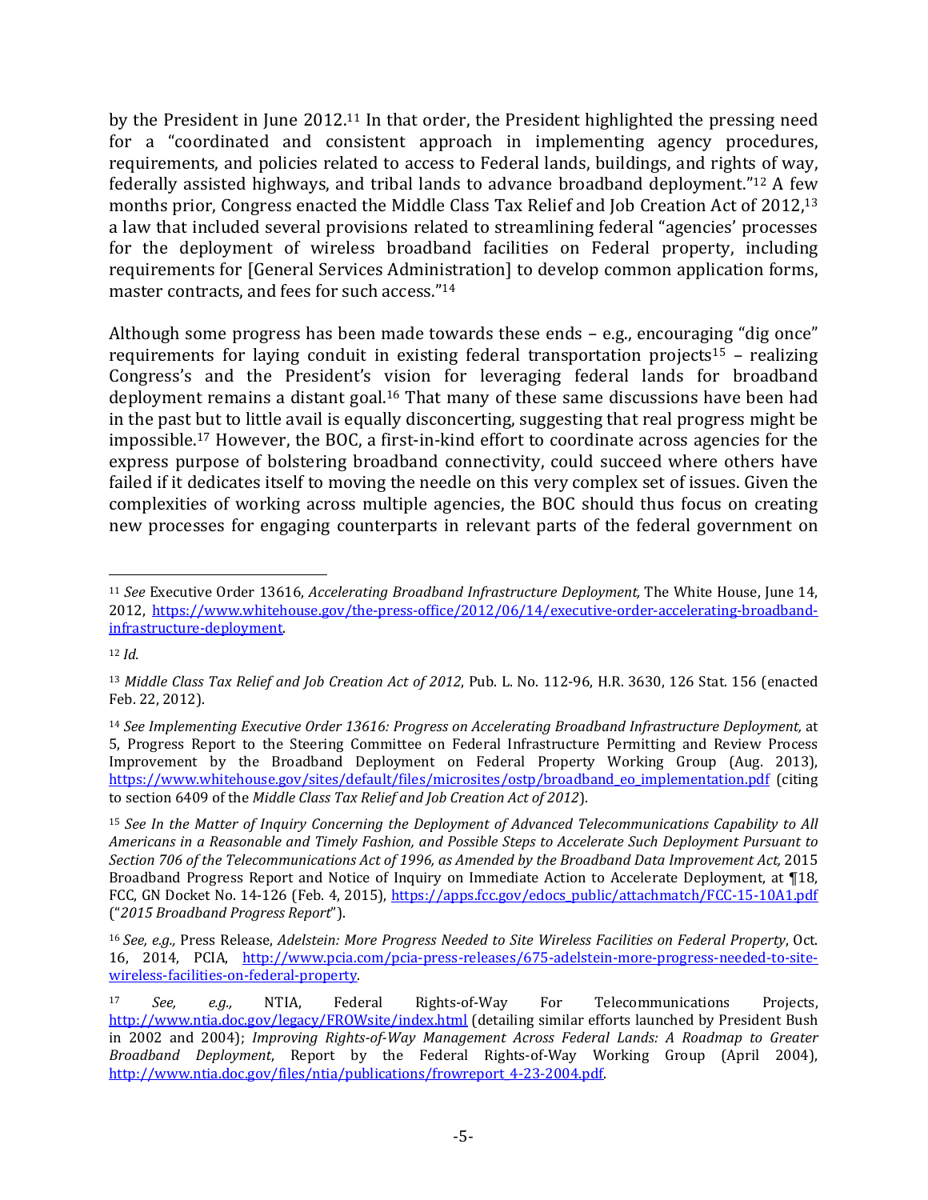by the President in June 2012.[11] In that order, the President highlighted the pressing need for a "coordinated and consistent approach in implementing agency procedures, requirements, and policies related to access to Federal lands, buildings, and rights of way, federally assisted highways, and tribal lands to advance broadband deployment."[12] A few months prior, Congress enacted the Middle Class Tax Relief and Job Creation Act of 2012,[13] a law that included several provisions related to streamlining federal "agencies' processes for the deployment of wireless broadband facilities on Federal property, including requirements for [General Services Administration] to develop common application forms, master contracts, and fees for such access."[14]

Although some progress has been made towards these ends – e.g., encouraging "dig once" requirements for laying conduit in existing federal transportation projects[15] – realizing Congress's and the President's vision for leveraging federal lands for broadband deployment remains a distant goal.[16] That many of these same discussions have been had in the past but to little avail is equally disconcerting, suggesting that real progress might be impossible.[17] However, the BOC, a first-in-kind effort to coordinate across agencies for the express purpose of bolstering broadband connectivity, could succeed where others have failed if it dedicates itself to moving the needle on this very complex set of issues. Given the complexities of working across multiple agencies, the BOC should thus focus on creating new processes for engaging counterparts in relevant parts of the federal government on

---

[11] *See* Executive Order 13616, *Accelerating Broadband Infrastructure Deployment,* The White House, June 14, 2012, https://www.whitehouse.gov/the-press-office/2012/06/14/executive-order-accelerating-broadband-infrastructure-deployment.

[12] *Id.*

[13] *Middle Class Tax Relief and Job Creation Act of 2012*, Pub. L. No. 112-96, H.R. 3630, 126 Stat. 156 (enacted Feb. 22, 2012).

[14] *See Implementing Executive Order 13616: Progress on Accelerating Broadband Infrastructure Deployment,* at 5, Progress Report to the Steering Committee on Federal Infrastructure Permitting and Review Process Improvement by the Broadband Deployment on Federal Property Working Group (Aug. 2013), https://www.whitehouse.gov/sites/default/files/microsites/ostp/broadband_eo_implementation.pdf (citing to section 6409 of the *Middle Class Tax Relief and Job Creation Act of 2012*).

[15] *See In the Matter of Inquiry Concerning the Deployment of Advanced Telecommunications Capability to All Americans in a Reasonable and Timely Fashion, and Possible Steps to Accelerate Such Deployment Pursuant to Section 706 of the Telecommunications Act of 1996, as Amended by the Broadband Data Improvement Act,* 2015 Broadband Progress Report and Notice of Inquiry on Immediate Action to Accelerate Deployment, at ¶18, FCC, GN Docket No. 14-126 (Feb. 4, 2015), https://apps.fcc.gov/edocs_public/attachmatch/FCC-15-10A1.pdf ("*2015 Broadband Progress Report*").

[16] *See, e.g.,* Press Release, *Adelstein: More Progress Needed to Site Wireless Facilities on Federal Property*, Oct. 16, 2014, PCIA, http://www.pcia.com/pcia-press-releases/675-adelstein-more-progress-needed-to-site-wireless-facilities-on-federal-property.

[17] *See, e.g.,* NTIA, Federal Rights-of-Way For Telecommunications Projects, http://www.ntia.doc.gov/legacy/FROWsite/index.html (detailing similar efforts launched by President Bush in 2002 and 2004); *Improving Rights-of-Way Management Across Federal Lands: A Roadmap to Greater Broadband Deployment*, Report by the Federal Rights-of-Way Working Group (April 2004), http://www.ntia.doc.gov/files/ntia/publications/frowreport_4-23-2004.pdf.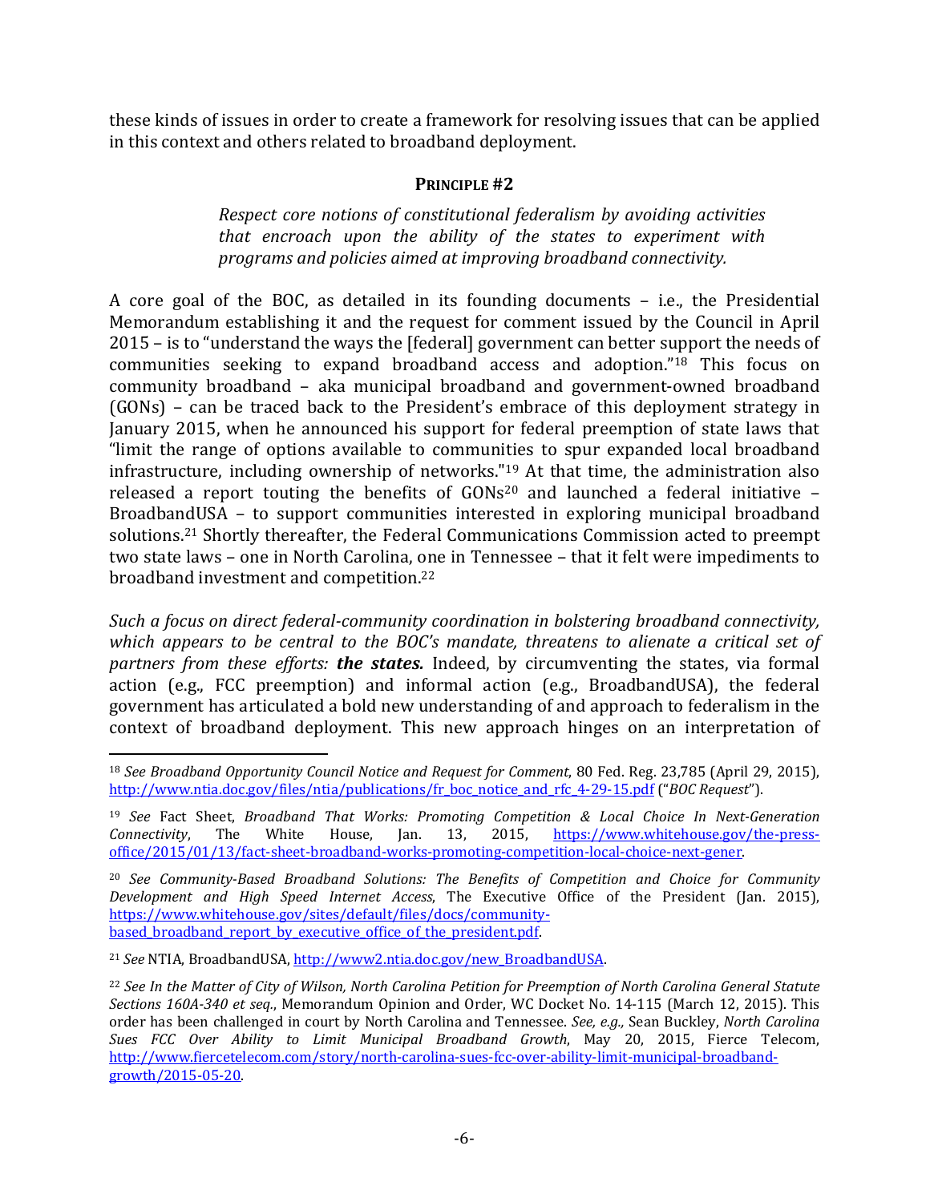these kinds of issues in order to create a framework for resolving issues that can be applied in this context and others related to broadband deployment.

**PRINCIPLE #2**

> *Respect core notions of constitutional federalism by avoiding activities that encroach upon the ability of the states to experiment with programs and policies aimed at improving broadband connectivity.*

A core goal of the BOC, as detailed in its founding documents – i.e., the Presidential Memorandum establishing it and the request for comment issued by the Council in April 2015 – is to "understand the ways the [federal] government can better support the needs of communities seeking to expand broadband access and adoption."[18] This focus on community broadband – aka municipal broadband and government-owned broadband (GONs) – can be traced back to the President's embrace of this deployment strategy in January 2015, when he announced his support for federal preemption of state laws that "limit the range of options available to communities to spur expanded local broadband infrastructure, including ownership of networks."[19] At that time, the administration also released a report touting the benefits of GONs[20] and launched a federal initiative – BroadbandUSA – to support communities interested in exploring municipal broadband solutions.[21] Shortly thereafter, the Federal Communications Commission acted to preempt two state laws – one in North Carolina, one in Tennessee – that it felt were impediments to broadband investment and competition.[22]

*Such a focus on direct federal-community coordination in bolstering broadband connectivity, which appears to be central to the BOC's mandate, threatens to alienate a critical set of partners from these efforts: **the states.*** Indeed, by circumventing the states, via formal action (e.g., FCC preemption) and informal action (e.g., BroadbandUSA), the federal government has articulated a bold new understanding of and approach to federalism in the context of broadband deployment. This new approach hinges on an interpretation of

---

[18] *See Broadband Opportunity Council Notice and Request for Comment*, 80 Fed. Reg. 23,785 (April 29, 2015), http://www.ntia.doc.gov/files/ntia/publications/fr_boc_notice_and_rfc_4-29-15.pdf ("*BOC Request*").

[19] *See* Fact Sheet, *Broadband That Works: Promoting Competition & Local Choice In Next-Generation Connectivity*, The White House, Jan. 13, 2015, https://www.whitehouse.gov/the-press-office/2015/01/13/fact-sheet-broadband-works-promoting-competition-local-choice-next-gener.

[20] *See Community-Based Broadband Solutions: The Benefits of Competition and Choice for Community Development and High Speed Internet Access*, The Executive Office of the President (Jan. 2015), https://www.whitehouse.gov/sites/default/files/docs/community-based_broadband_report_by_executive_office_of_the_president.pdf.

[21] *See* NTIA, BroadbandUSA, http://www2.ntia.doc.gov/new_BroadbandUSA.

[22] *See In the Matter of City of Wilson, North Carolina Petition for Preemption of North Carolina General Statute Sections 160A-340 et seq.*, Memorandum Opinion and Order, WC Docket No. 14-115 (March 12, 2015). This order has been challenged in court by North Carolina and Tennessee. *See, e.g.,* Sean Buckley, *North Carolina Sues FCC Over Ability to Limit Municipal Broadband Growth*, May 20, 2015, Fierce Telecom, http://www.fiercetelecom.com/story/north-carolina-sues-fcc-over-ability-limit-municipal-broadband-growth/2015-05-20.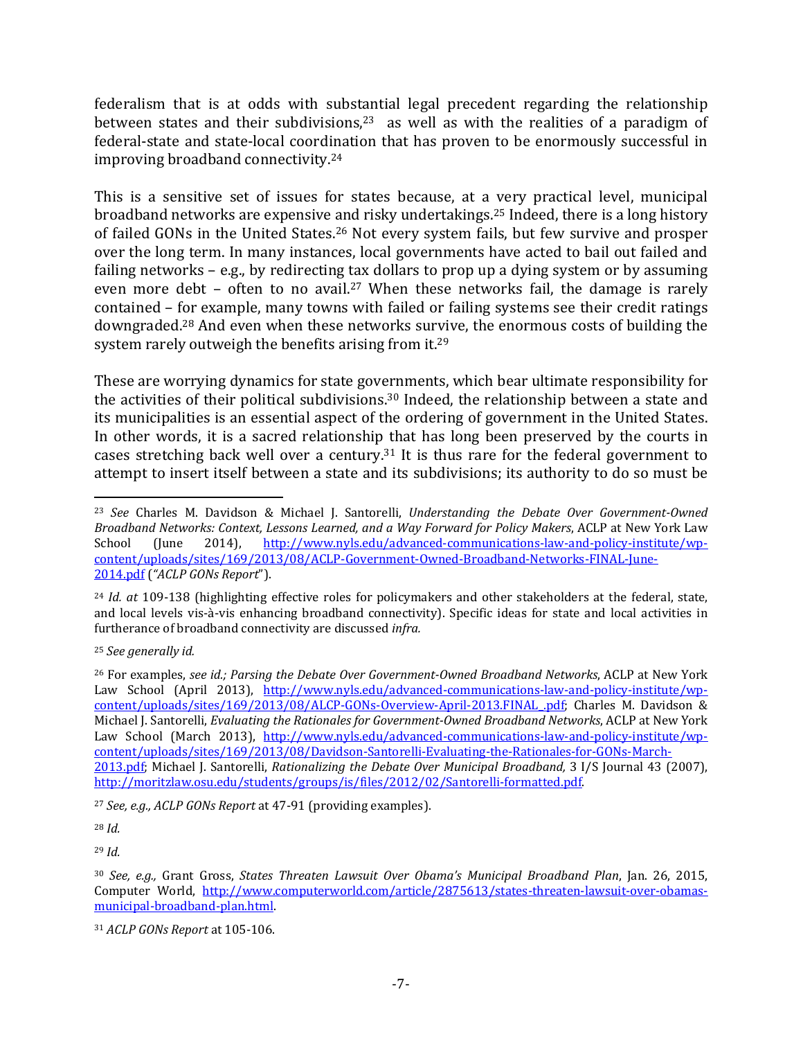federalism that is at odds with substantial legal precedent regarding the relationship between states and their subdivisions,[23] as well as with the realities of a paradigm of federal-state and state-local coordination that has proven to be enormously successful in improving broadband connectivity.[24]

This is a sensitive set of issues for states because, at a very practical level, municipal broadband networks are expensive and risky undertakings.[25] Indeed, there is a long history of failed GONs in the United States.[26] Not every system fails, but few survive and prosper over the long term. In many instances, local governments have acted to bail out failed and failing networks – e.g., by redirecting tax dollars to prop up a dying system or by assuming even more debt – often to no avail.[27] When these networks fail, the damage is rarely contained – for example, many towns with failed or failing systems see their credit ratings downgraded.[28] And even when these networks survive, the enormous costs of building the system rarely outweigh the benefits arising from it.[29]

These are worrying dynamics for state governments, which bear ultimate responsibility for the activities of their political subdivisions.[30] Indeed, the relationship between a state and its municipalities is an essential aspect of the ordering of government in the United States. In other words, it is a sacred relationship that has long been preserved by the courts in cases stretching back well over a century.[31] It is thus rare for the federal government to attempt to insert itself between a state and its subdivisions; its authority to do so must be

---

[23] *See* Charles M. Davidson & Michael J. Santorelli, *Understanding the Debate Over Government-Owned Broadband Networks: Context, Lessons Learned, and a Way Forward for Policy Makers*, ACLP at New York Law School (June 2014), http://www.nyls.edu/advanced-communications-law-and-policy-institute/wp-content/uploads/sites/169/2013/08/ACLP-Government-Owned-Broadband-Networks-FINAL-June-2014.pdf (*"ACLP GONs Report*").

[24] *Id. at* 109-138 (highlighting effective roles for policymakers and other stakeholders at the federal, state, and local levels vis-à-vis enhancing broadband connectivity). Specific ideas for state and local activities in furtherance of broadband connectivity are discussed *infra.*

[25] *See generally id.*

[26] For examples, *see id.; Parsing the Debate Over Government-Owned Broadband Networks*, ACLP at New York Law School (April 2013), http://www.nyls.edu/advanced-communications-law-and-policy-institute/wp-content/uploads/sites/169/2013/08/ALCP-GONs-Overview-April-2013.FINAL_.pdf; Charles M. Davidson & Michael J. Santorelli, *Evaluating the Rationales for Government-Owned Broadband Networks*, ACLP at New York Law School (March 2013), http://www.nyls.edu/advanced-communications-law-and-policy-institute/wp-content/uploads/sites/169/2013/08/Davidson-Santorelli-Evaluating-the-Rationales-for-GONs-March-2013.pdf; Michael J. Santorelli, *Rationalizing the Debate Over Municipal Broadband,* 3 I/S Journal 43 (2007), http://moritzlaw.osu.edu/students/groups/is/files/2012/02/Santorelli-formatted.pdf.

[27] *See, e.g., ACLP GONs Report* at 47-91 (providing examples).

[28] *Id.*

[29] *Id.*

[30] *See, e.g.,* Grant Gross, *States Threaten Lawsuit Over Obama's Municipal Broadband Plan*, Jan. 26, 2015, Computer World, http://www.computerworld.com/article/2875613/states-threaten-lawsuit-over-obamas-municipal-broadband-plan.html.

[31] *ACLP GONs Report* at 105-106.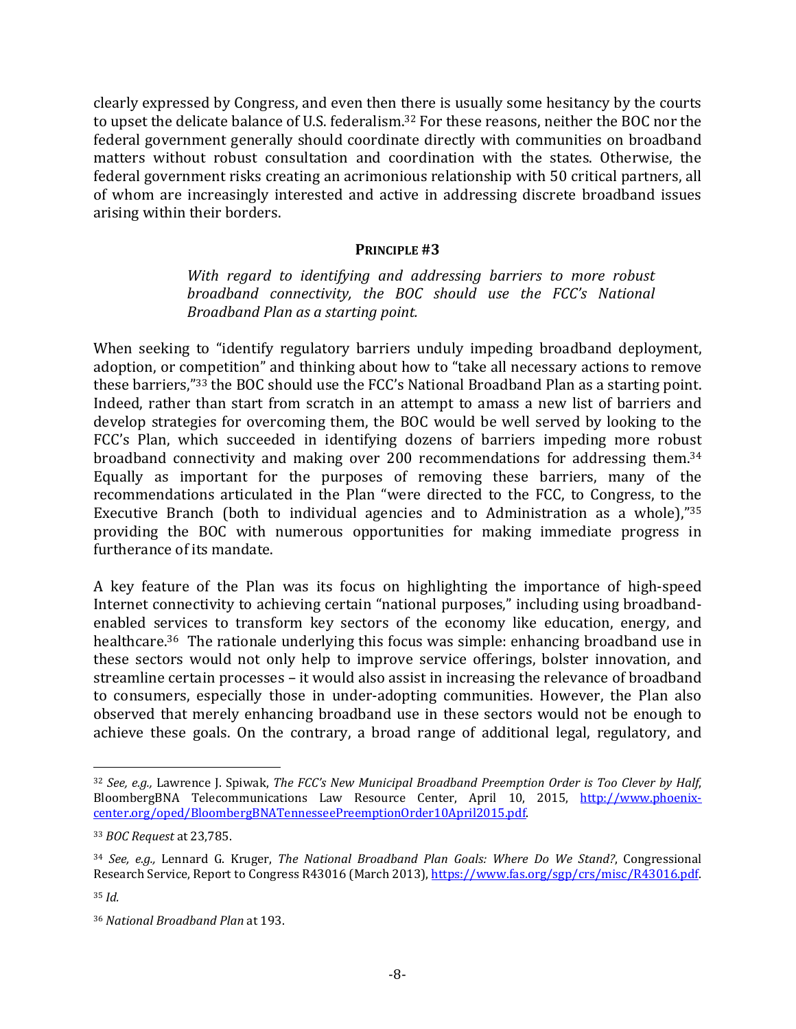clearly expressed by Congress, and even then there is usually some hesitancy by the courts to upset the delicate balance of U.S. federalism.[32] For these reasons, neither the BOC nor the federal government generally should coordinate directly with communities on broadband matters without robust consultation and coordination with the states. Otherwise, the federal government risks creating an acrimonious relationship with 50 critical partners, all of whom are increasingly interested and active in addressing discrete broadband issues arising within their borders.

**PRINCIPLE #3**

> *With regard to identifying and addressing barriers to more robust broadband connectivity, the BOC should use the FCC's National Broadband Plan as a starting point.*

When seeking to "identify regulatory barriers unduly impeding broadband deployment, adoption, or competition" and thinking about how to "take all necessary actions to remove these barriers,"[33] the BOC should use the FCC's National Broadband Plan as a starting point. Indeed, rather than start from scratch in an attempt to amass a new list of barriers and develop strategies for overcoming them, the BOC would be well served by looking to the FCC's Plan, which succeeded in identifying dozens of barriers impeding more robust broadband connectivity and making over 200 recommendations for addressing them.[34] Equally as important for the purposes of removing these barriers, many of the recommendations articulated in the Plan "were directed to the FCC, to Congress, to the Executive Branch (both to individual agencies and to Administration as a whole),"[35] providing the BOC with numerous opportunities for making immediate progress in furtherance of its mandate.

A key feature of the Plan was its focus on highlighting the importance of high-speed Internet connectivity to achieving certain "national purposes," including using broadband-enabled services to transform key sectors of the economy like education, energy, and healthcare.[36] The rationale underlying this focus was simple: enhancing broadband use in these sectors would not only help to improve service offerings, bolster innovation, and streamline certain processes – it would also assist in increasing the relevance of broadband to consumers, especially those in under-adopting communities. However, the Plan also observed that merely enhancing broadband use in these sectors would not be enough to achieve these goals. On the contrary, a broad range of additional legal, regulatory, and

---

[32] *See, e.g.,* Lawrence J. Spiwak, *The FCC's New Municipal Broadband Preemption Order is Too Clever by Half*, BloombergBNA Telecommunications Law Resource Center, April 10, 2015, http://www.phoenix-center.org/oped/BloombergBNATennesseePreemptionOrder10April2015.pdf.

[33] *BOC Request* at 23,785.

[34] *See, e.g.,* Lennard G. Kruger, *The National Broadband Plan Goals: Where Do We Stand?*, Congressional Research Service, Report to Congress R43016 (March 2013), https://www.fas.org/sgp/crs/misc/R43016.pdf.

[35] *Id.*

[36] *National Broadband Plan* at 193.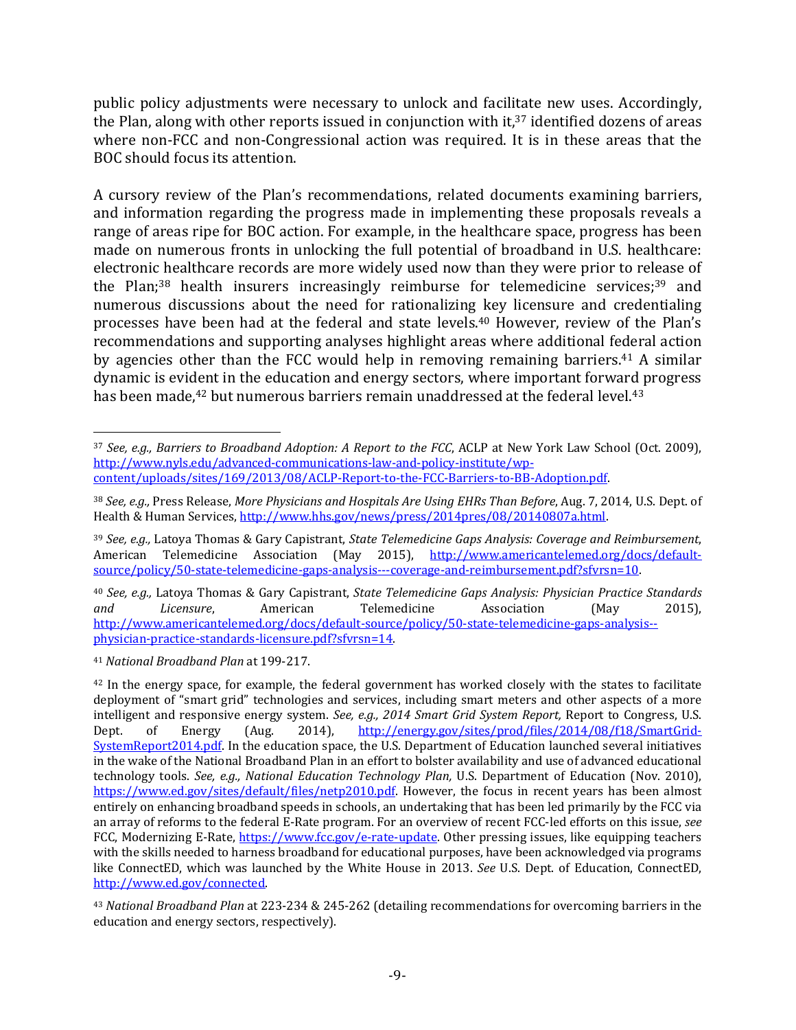public policy adjustments were necessary to unlock and facilitate new uses. Accordingly, the Plan, along with other reports issued in conjunction with it,[37] identified dozens of areas where non-FCC and non-Congressional action was required. It is in these areas that the BOC should focus its attention.

A cursory review of the Plan's recommendations, related documents examining barriers, and information regarding the progress made in implementing these proposals reveals a range of areas ripe for BOC action. For example, in the healthcare space, progress has been made on numerous fronts in unlocking the full potential of broadband in U.S. healthcare: electronic healthcare records are more widely used now than they were prior to release of the Plan;[38] health insurers increasingly reimburse for telemedicine services;[39] and numerous discussions about the need for rationalizing key licensure and credentialing processes have been had at the federal and state levels.[40] However, review of the Plan's recommendations and supporting analyses highlight areas where additional federal action by agencies other than the FCC would help in removing remaining barriers.[41] A similar dynamic is evident in the education and energy sectors, where important forward progress has been made,[42] but numerous barriers remain unaddressed at the federal level.[43]

---

[37] *See, e.g., Barriers to Broadband Adoption: A Report to the FCC*, ACLP at New York Law School (Oct. 2009), http://www.nyls.edu/advanced-communications-law-and-policy-institute/wp-content/uploads/sites/169/2013/08/ACLP-Report-to-the-FCC-Barriers-to-BB-Adoption.pdf.

[38] *See, e.g.,* Press Release, *More Physicians and Hospitals Are Using EHRs Than Before*, Aug. 7, 2014, U.S. Dept. of Health & Human Services, http://www.hhs.gov/news/press/2014pres/08/20140807a.html.

[39] *See, e.g.,* Latoya Thomas & Gary Capistrant, *State Telemedicine Gaps Analysis: Coverage and Reimbursement*, American Telemedicine Association (May 2015), http://www.americantelemed.org/docs/default-source/policy/50-state-telemedicine-gaps-analysis---coverage-and-reimbursement.pdf?sfvrsn=10.

[40] *See, e.g.,* Latoya Thomas & Gary Capistrant, *State Telemedicine Gaps Analysis: Physician Practice Standards and Licensure*, American Telemedicine Association (May 2015), http://www.americantelemed.org/docs/default-source/policy/50-state-telemedicine-gaps-analysis--physician-practice-standards-licensure.pdf?sfvrsn=14.

[41] *National Broadband Plan* at 199-217.

[42] In the energy space, for example, the federal government has worked closely with the states to facilitate deployment of "smart grid" technologies and services, including smart meters and other aspects of a more intelligent and responsive energy system. *See, e.g., 2014 Smart Grid System Report,* Report to Congress, U.S. Dept. of Energy (Aug. 2014), http://energy.gov/sites/prod/files/2014/08/f18/SmartGrid-SystemReport2014.pdf. In the education space, the U.S. Department of Education launched several initiatives in the wake of the National Broadband Plan in an effort to bolster availability and use of advanced educational technology tools. *See, e.g., National Education Technology Plan,* U.S. Department of Education (Nov. 2010), https://www.ed.gov/sites/default/files/netp2010.pdf. However, the focus in recent years has been almost entirely on enhancing broadband speeds in schools, an undertaking that has been led primarily by the FCC via an array of reforms to the federal E-Rate program. For an overview of recent FCC-led efforts on this issue, *see* FCC, Modernizing E-Rate, https://www.fcc.gov/e-rate-update. Other pressing issues, like equipping teachers with the skills needed to harness broadband for educational purposes, have been acknowledged via programs like ConnectED, which was launched by the White House in 2013. *See* U.S. Dept. of Education, ConnectED, http://www.ed.gov/connected.

[43] *National Broadband Plan* at 223-234 & 245-262 (detailing recommendations for overcoming barriers in the education and energy sectors, respectively).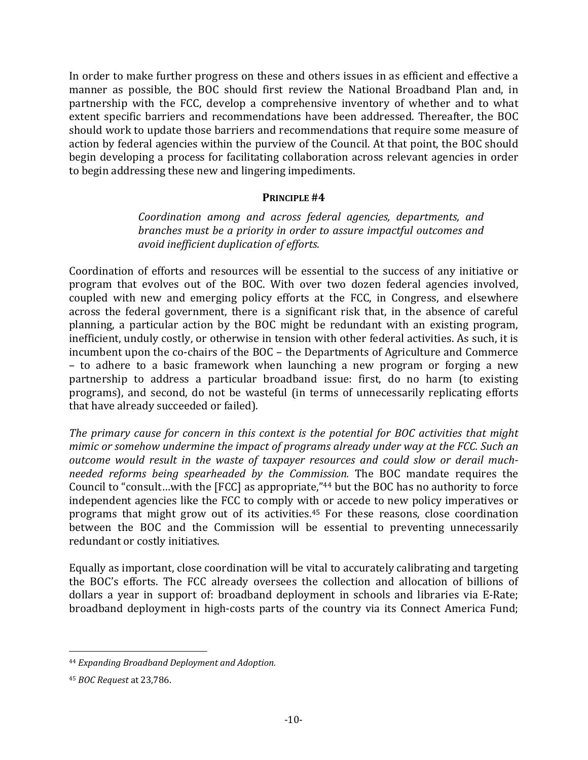In order to make further progress on these and others issues in as efficient and effective a manner as possible, the BOC should first review the National Broadband Plan and, in partnership with the FCC, develop a comprehensive inventory of whether and to what extent specific barriers and recommendations have been addressed. Thereafter, the BOC should work to update those barriers and recommendations that require some measure of action by federal agencies within the purview of the Council. At that point, the BOC should begin developing a process for facilitating collaboration across relevant agencies in order to begin addressing these new and lingering impediments.

**PRINCIPLE #4**

> *Coordination among and across federal agencies, departments, and branches must be a priority in order to assure impactful outcomes and avoid inefficient duplication of efforts.*

Coordination of efforts and resources will be essential to the success of any initiative or program that evolves out of the BOC. With over two dozen federal agencies involved, coupled with new and emerging policy efforts at the FCC, in Congress, and elsewhere across the federal government, there is a significant risk that, in the absence of careful planning, a particular action by the BOC might be redundant with an existing program, inefficient, unduly costly, or otherwise in tension with other federal activities. As such, it is incumbent upon the co-chairs of the BOC – the Departments of Agriculture and Commerce – to adhere to a basic framework when launching a new program or forging a new partnership to address a particular broadband issue: first, do no harm (to existing programs), and second, do not be wasteful (in terms of unnecessarily replicating efforts that have already succeeded or failed).

*The primary cause for concern in this context is the potential for BOC activities that might mimic or somehow undermine the impact of programs already under way at the FCC. Such an outcome would result in the waste of taxpayer resources and could slow or derail much-needed reforms being spearheaded by the Commission.* The BOC mandate requires the Council to "consult…with the [FCC] as appropriate,"[44] but the BOC has no authority to force independent agencies like the FCC to comply with or accede to new policy imperatives or programs that might grow out of its activities.[45] For these reasons, close coordination between the BOC and the Commission will be essential to preventing unnecessarily redundant or costly initiatives.

Equally as important, close coordination will be vital to accurately calibrating and targeting the BOC's efforts. The FCC already oversees the collection and allocation of billions of dollars a year in support of: broadband deployment in schools and libraries via E-Rate; broadband deployment in high-costs parts of the country via its Connect America Fund;

---

[44] *Expanding Broadband Deployment and Adoption.*

[45] *BOC Request* at 23,786.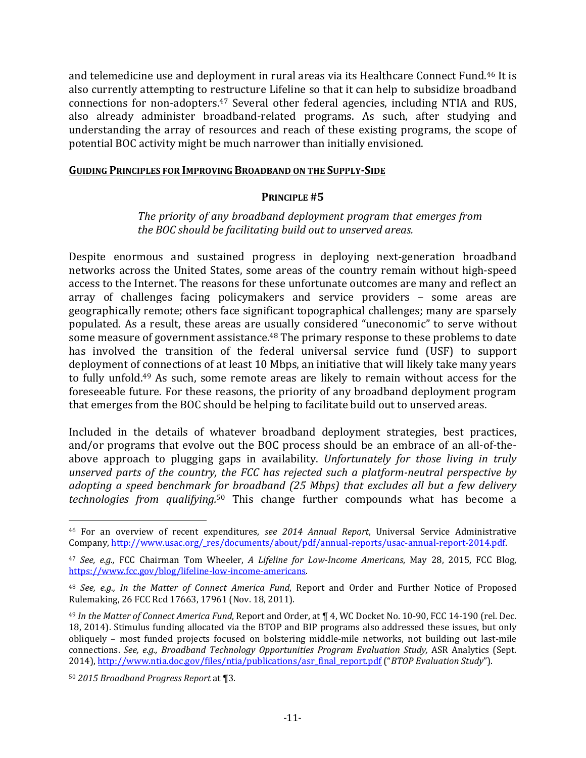and telemedicine use and deployment in rural areas via its Healthcare Connect Fund.[46] It is also currently attempting to restructure Lifeline so that it can help to subsidize broadband connections for non-adopters.[47] Several other federal agencies, including NTIA and RUS, also already administer broadband-related programs. As such, after studying and understanding the array of resources and reach of these existing programs, the scope of potential BOC activity might be much narrower than initially envisioned.

## GUIDING PRINCIPLES FOR IMPROVING BROADBAND ON THE SUPPLY-SIDE

### PRINCIPLE #5

*The priority of any broadband deployment program that emerges from the BOC should be facilitating build out to unserved areas.*

Despite enormous and sustained progress in deploying next-generation broadband networks across the United States, some areas of the country remain without high-speed access to the Internet. The reasons for these unfortunate outcomes are many and reflect an array of challenges facing policymakers and service providers – some areas are geographically remote; others face significant topographical challenges; many are sparsely populated. As a result, these areas are usually considered "uneconomic" to serve without some measure of government assistance.[48] The primary response to these problems to date has involved the transition of the federal universal service fund (USF) to support deployment of connections of at least 10 Mbps, an initiative that will likely take many years to fully unfold.[49] As such, some remote areas are likely to remain without access for the foreseeable future. For these reasons, the priority of any broadband deployment program that emerges from the BOC should be helping to facilitate build out to unserved areas.

Included in the details of whatever broadband deployment strategies, best practices, and/or programs that evolve out the BOC process should be an embrace of an all-of-the-above approach to plugging gaps in availability. *Unfortunately for those living in truly unserved parts of the country, the FCC has rejected such a platform-neutral perspective by adopting a speed benchmark for broadband (25 Mbps) that excludes all but a few delivery technologies from qualifying.*[50] This change further compounds what has become a

---

[46] For an overview of recent expenditures, *see 2014 Annual Report*, Universal Service Administrative Company, http://www.usac.org/_res/documents/about/pdf/annual-reports/usac-annual-report-2014.pdf.

[47] *See, e.g.,* FCC Chairman Tom Wheeler, *A Lifeline for Low-Income Americans*, May 28, 2015, FCC Blog, https://www.fcc.gov/blog/lifeline-low-income-americans.

[48] *See, e.g., In the Matter of Connect America Fund*, Report and Order and Further Notice of Proposed Rulemaking, 26 FCC Rcd 17663, 17961 (Nov. 18, 2011).

[49] *In the Matter of Connect America Fund*, Report and Order, at ¶ 4, WC Docket No. 10-90, FCC 14-190 (rel. Dec. 18, 2014). Stimulus funding allocated via the BTOP and BIP programs also addressed these issues, but only obliquely – most funded projects focused on bolstering middle-mile networks, not building out last-mile connections. *See, e.g., Broadband Technology Opportunities Program Evaluation Study,* ASR Analytics (Sept. 2014), http://www.ntia.doc.gov/files/ntia/publications/asr_final_report.pdf ("*BTOP Evaluation Study*").

[50] *2015 Broadband Progress Report* at ¶3.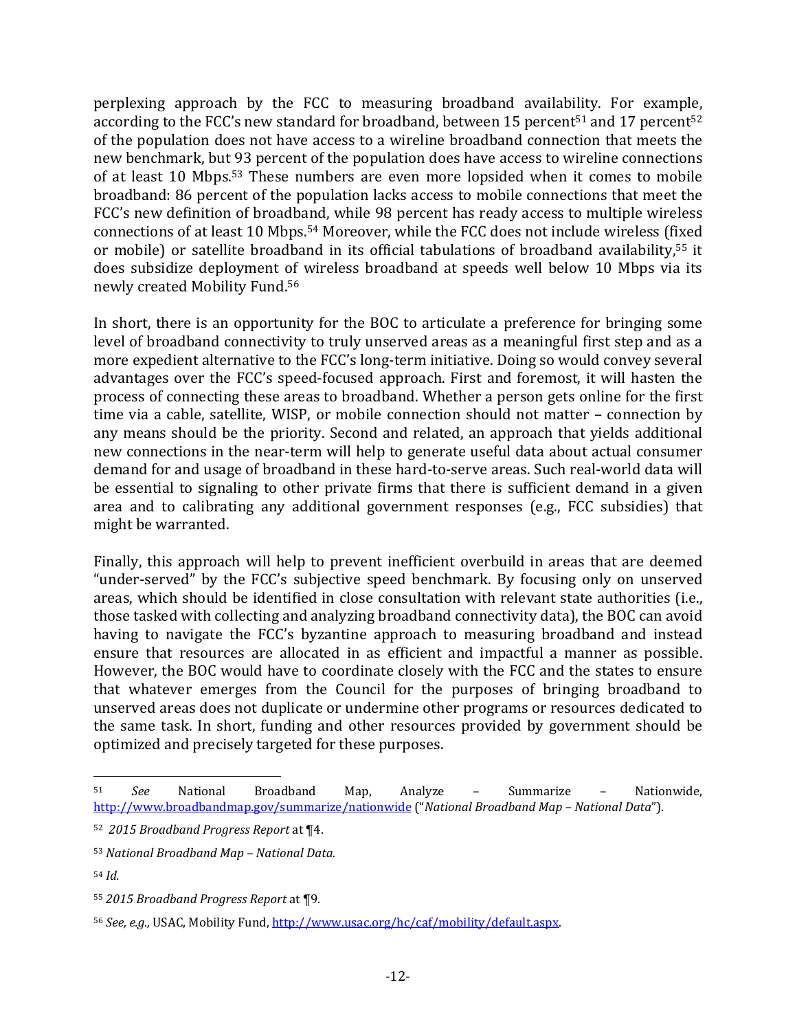perplexing approach by the FCC to measuring broadband availability. For example, according to the FCC's new standard for broadband, between 15 percent[51] and 17 percent[52] of the population does not have access to a wireline broadband connection that meets the new benchmark, but 93 percent of the population does have access to wireline connections of at least 10 Mbps.[53] These numbers are even more lopsided when it comes to mobile broadband: 86 percent of the population lacks access to mobile connections that meet the FCC's new definition of broadband, while 98 percent has ready access to multiple wireless connections of at least 10 Mbps.[54] Moreover, while the FCC does not include wireless (fixed or mobile) or satellite broadband in its official tabulations of broadband availability,[55] it does subsidize deployment of wireless broadband at speeds well below 10 Mbps via its newly created Mobility Fund.[56]

In short, there is an opportunity for the BOC to articulate a preference for bringing some level of broadband connectivity to truly unserved areas as a meaningful first step and as a more expedient alternative to the FCC's long-term initiative. Doing so would convey several advantages over the FCC's speed-focused approach. First and foremost, it will hasten the process of connecting these areas to broadband. Whether a person gets online for the first time via a cable, satellite, WISP, or mobile connection should not matter – connection by any means should be the priority. Second and related, an approach that yields additional new connections in the near-term will help to generate useful data about actual consumer demand for and usage of broadband in these hard-to-serve areas. Such real-world data will be essential to signaling to other private firms that there is sufficient demand in a given area and to calibrating any additional government responses (e.g., FCC subsidies) that might be warranted.

Finally, this approach will help to prevent inefficient overbuild in areas that are deemed "under-served" by the FCC's subjective speed benchmark. By focusing only on unserved areas, which should be identified in close consultation with relevant state authorities (i.e., those tasked with collecting and analyzing broadband connectivity data), the BOC can avoid having to navigate the FCC's byzantine approach to measuring broadband and instead ensure that resources are allocated in as efficient and impactful a manner as possible. However, the BOC would have to coordinate closely with the FCC and the states to ensure that whatever emerges from the Council for the purposes of bringing broadband to unserved areas does not duplicate or undermine other programs or resources dedicated to the same task. In short, funding and other resources provided by government should be optimized and precisely targeted for these purposes.

---

[51] *See* National Broadband Map, Analyze – Summarize – Nationwide, http://www.broadbandmap.gov/summarize/nationwide ("*National Broadband Map – National Data*").

[52] *2015 Broadband Progress Report* at ¶4.

[53] *National Broadband Map – National Data*.

[54] *Id.*

[55] *2015 Broadband Progress Report* at ¶9.

[56] *See, e.g.,* USAC, Mobility Fund, http://www.usac.org/hc/caf/mobility/default.aspx.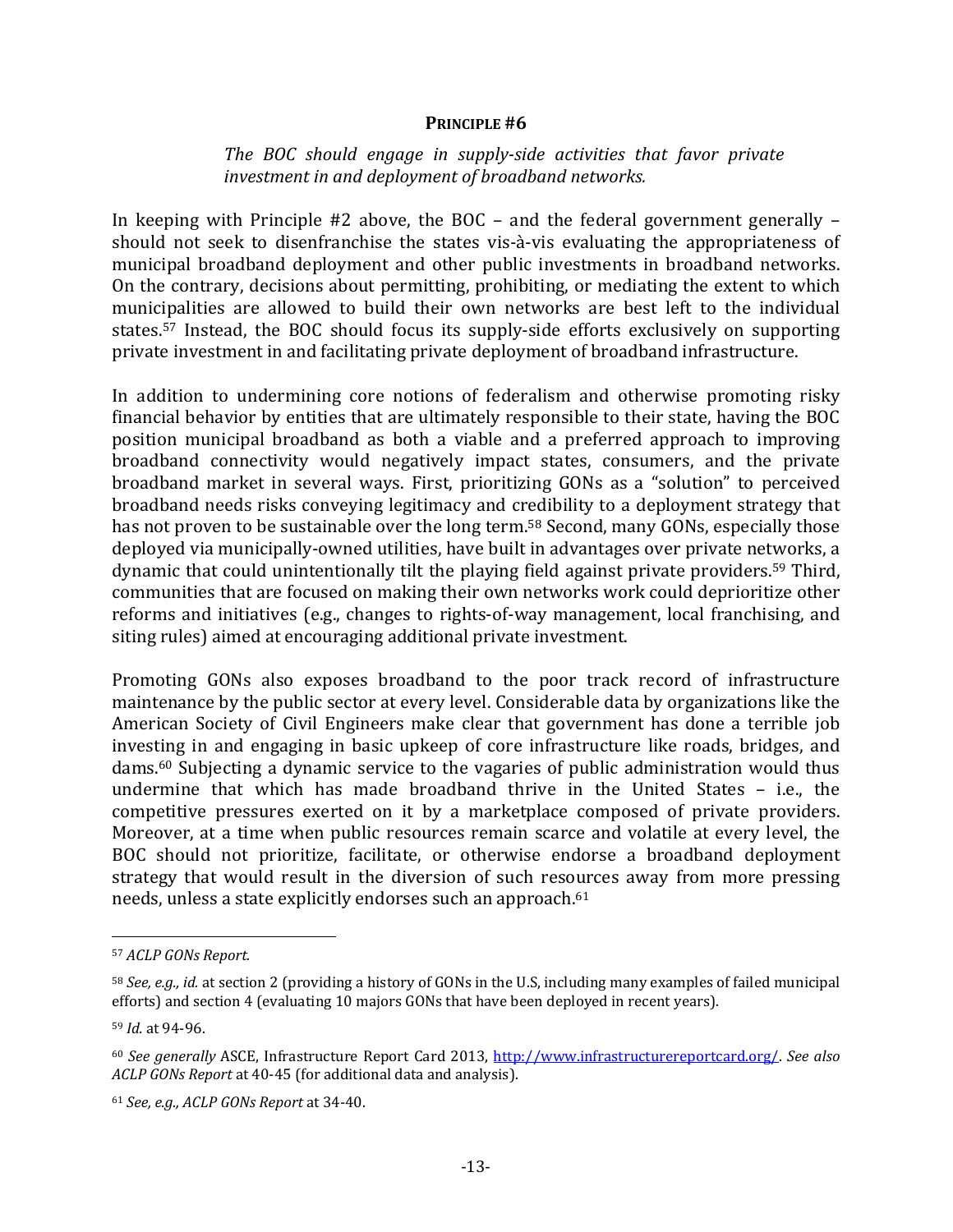#### PRINCIPLE #6

*The BOC should engage in supply-side activities that favor private investment in and deployment of broadband networks.*

In keeping with Principle #2 above, the BOC – and the federal government generally – should not seek to disenfranchise the states vis-à-vis evaluating the appropriateness of municipal broadband deployment and other public investments in broadband networks. On the contrary, decisions about permitting, prohibiting, or mediating the extent to which municipalities are allowed to build their own networks are best left to the individual states.[57] Instead, the BOC should focus its supply-side efforts exclusively on supporting private investment in and facilitating private deployment of broadband infrastructure.

In addition to undermining core notions of federalism and otherwise promoting risky financial behavior by entities that are ultimately responsible to their state, having the BOC position municipal broadband as both a viable and a preferred approach to improving broadband connectivity would negatively impact states, consumers, and the private broadband market in several ways. First, prioritizing GONs as a "solution" to perceived broadband needs risks conveying legitimacy and credibility to a deployment strategy that has not proven to be sustainable over the long term.[58] Second, many GONs, especially those deployed via municipally-owned utilities, have built in advantages over private networks, a dynamic that could unintentionally tilt the playing field against private providers.[59] Third, communities that are focused on making their own networks work could deprioritize other reforms and initiatives (e.g., changes to rights-of-way management, local franchising, and siting rules) aimed at encouraging additional private investment.

Promoting GONs also exposes broadband to the poor track record of infrastructure maintenance by the public sector at every level. Considerable data by organizations like the American Society of Civil Engineers make clear that government has done a terrible job investing in and engaging in basic upkeep of core infrastructure like roads, bridges, and dams.[60] Subjecting a dynamic service to the vagaries of public administration would thus undermine that which has made broadband thrive in the United States – i.e., the competitive pressures exerted on it by a marketplace composed of private providers. Moreover, at a time when public resources remain scarce and volatile at every level, the BOC should not prioritize, facilitate, or otherwise endorse a broadband deployment strategy that would result in the diversion of such resources away from more pressing needs, unless a state explicitly endorses such an approach.[61]

---

[57] *ACLP GONs Report.*

[58] *See, e.g., id.* at section 2 (providing a history of GONs in the U.S, including many examples of failed municipal efforts) and section 4 (evaluating 10 majors GONs that have been deployed in recent years).

[59] *Id.* at 94-96.

[60] *See generally* ASCE, Infrastructure Report Card 2013, http://www.infrastructurereportcard.org/. *See also ACLP GONs Report* at 40-45 (for additional data and analysis).

[61] *See, e.g., ACLP GONs Report* at 34-40.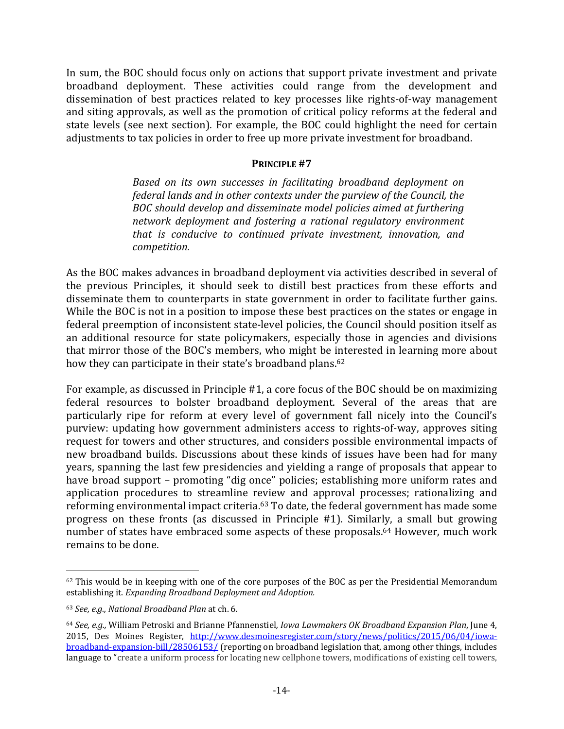In sum, the BOC should focus only on actions that support private investment and private broadband deployment. These activities could range from the development and dissemination of best practices related to key processes like rights-of-way management and siting approvals, as well as the promotion of critical policy reforms at the federal and state levels (see next section). For example, the BOC could highlight the need for certain adjustments to tax policies in order to free up more private investment for broadband.

### **PRINCIPLE #7**

> *Based on its own successes in facilitating broadband deployment on federal lands and in other contexts under the purview of the Council, the BOC should develop and disseminate model policies aimed at furthering network deployment and fostering a rational regulatory environment that is conducive to continued private investment, innovation, and competition.*

As the BOC makes advances in broadband deployment via activities described in several of the previous Principles, it should seek to distill best practices from these efforts and disseminate them to counterparts in state government in order to facilitate further gains. While the BOC is not in a position to impose these best practices on the states or engage in federal preemption of inconsistent state-level policies, the Council should position itself as an additional resource for state policymakers, especially those in agencies and divisions that mirror those of the BOC's members, who might be interested in learning more about how they can participate in their state's broadband plans.[62]

For example, as discussed in Principle #1, a core focus of the BOC should be on maximizing federal resources to bolster broadband deployment. Several of the areas that are particularly ripe for reform at every level of government fall nicely into the Council's purview: updating how government administers access to rights-of-way, approves siting request for towers and other structures, and considers possible environmental impacts of new broadband builds. Discussions about these kinds of issues have been had for many years, spanning the last few presidencies and yielding a range of proposals that appear to have broad support – promoting "dig once" policies; establishing more uniform rates and application procedures to streamline review and approval processes; rationalizing and reforming environmental impact criteria.[63] To date, the federal government has made some progress on these fronts (as discussed in Principle #1). Similarly, a small but growing number of states have embraced some aspects of these proposals.[64] However, much work remains to be done.

---

[62] This would be in keeping with one of the core purposes of the BOC as per the Presidential Memorandum establishing it. *Expanding Broadband Deployment and Adoption.*

[63] *See, e.g., National Broadband Plan* at ch. 6.

[64] *See, e.g.,* William Petroski and Brianne Pfannenstiel*, Iowa Lawmakers OK Broadband Expansion Plan*, June 4, 2015, Des Moines Register, http://www.desmoinesregister.com/story/news/politics/2015/06/04/iowa-broadband-expansion-bill/28506153/ (reporting on broadband legislation that, among other things, includes language to "create a uniform process for locating new cellphone towers, modifications of existing cell towers,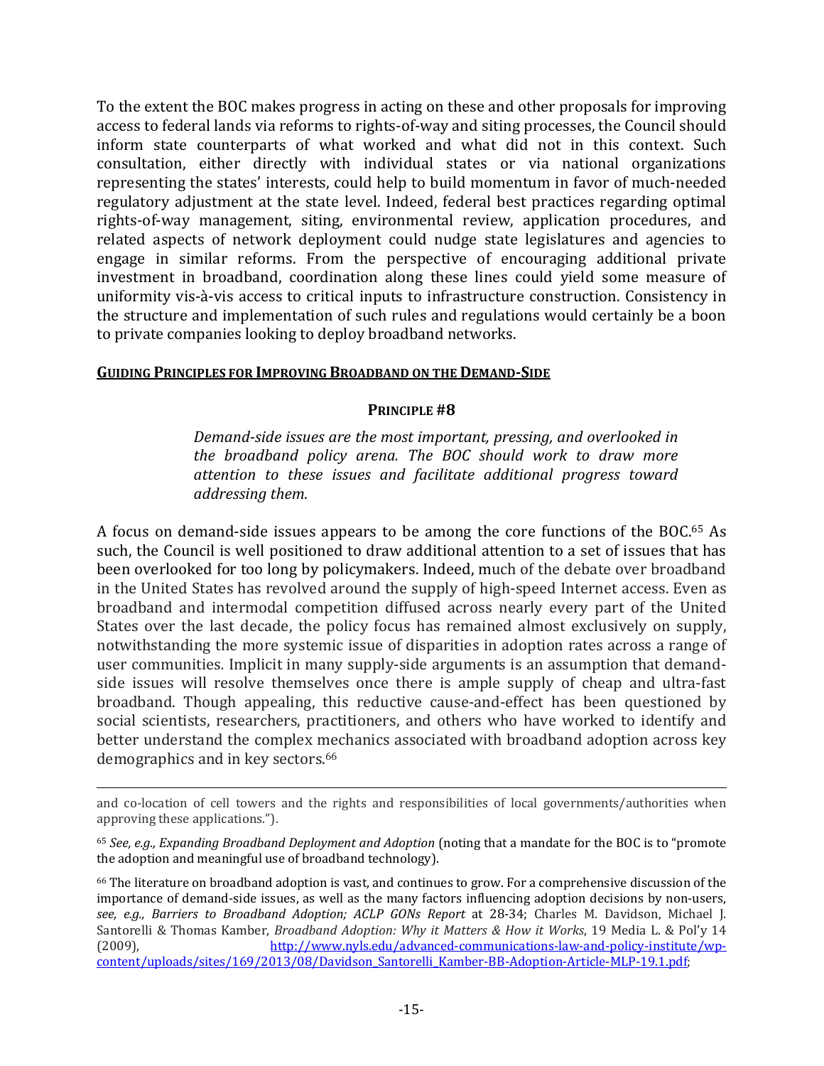To the extent the BOC makes progress in acting on these and other proposals for improving access to federal lands via reforms to rights-of-way and siting processes, the Council should inform state counterparts of what worked and what did not in this context. Such consultation, either directly with individual states or via national organizations representing the states' interests, could help to build momentum in favor of much-needed regulatory adjustment at the state level. Indeed, federal best practices regarding optimal rights-of-way management, siting, environmental review, application procedures, and related aspects of network deployment could nudge state legislatures and agencies to engage in similar reforms. From the perspective of encouraging additional private investment in broadband, coordination along these lines could yield some measure of uniformity vis-à-vis access to critical inputs to infrastructure construction. Consistency in the structure and implementation of such rules and regulations would certainly be a boon to private companies looking to deploy broadband networks.

## GUIDING PRINCIPLES FOR IMPROVING BROADBAND ON THE DEMAND-SIDE

### PRINCIPLE #8

> *Demand-side issues are the most important, pressing, and overlooked in the broadband policy arena. The BOC should work to draw more attention to these issues and facilitate additional progress toward addressing them.*

A focus on demand-side issues appears to be among the core functions of the BOC.[65] As such, the Council is well positioned to draw additional attention to a set of issues that has been overlooked for too long by policymakers. Indeed, much of the debate over broadband in the United States has revolved around the supply of high-speed Internet access. Even as broadband and intermodal competition diffused across nearly every part of the United States over the last decade, the policy focus has remained almost exclusively on supply, notwithstanding the more systemic issue of disparities in adoption rates across a range of user communities. Implicit in many supply-side arguments is an assumption that demand-side issues will resolve themselves once there is ample supply of cheap and ultra-fast broadband. Though appealing, this reductive cause-and-effect has been questioned by social scientists, researchers, practitioners, and others who have worked to identify and better understand the complex mechanics associated with broadband adoption across key demographics and in key sectors.[66]

---

and co-location of cell towers and the rights and responsibilities of local governments/authorities when approving these applications.").

[65] *See, e.g., Expanding Broadband Deployment and Adoption* (noting that a mandate for the BOC is to "promote the adoption and meaningful use of broadband technology).

[66] The literature on broadband adoption is vast, and continues to grow. For a comprehensive discussion of the importance of demand-side issues, as well as the many factors influencing adoption decisions by non-users, *see, e.g., Barriers to Broadband Adoption; ACLP GONs Report* at 28-34; Charles M. Davidson, Michael J. Santorelli & Thomas Kamber, *Broadband Adoption: Why it Matters & How it Works*, 19 Media L. & Pol'y 14 (2009), http://www.nyls.edu/advanced-communications-law-and-policy-institute/wp-content/uploads/sites/169/2013/08/Davidson_Santorelli_Kamber-BB-Adoption-Article-MLP-19.1.pdf;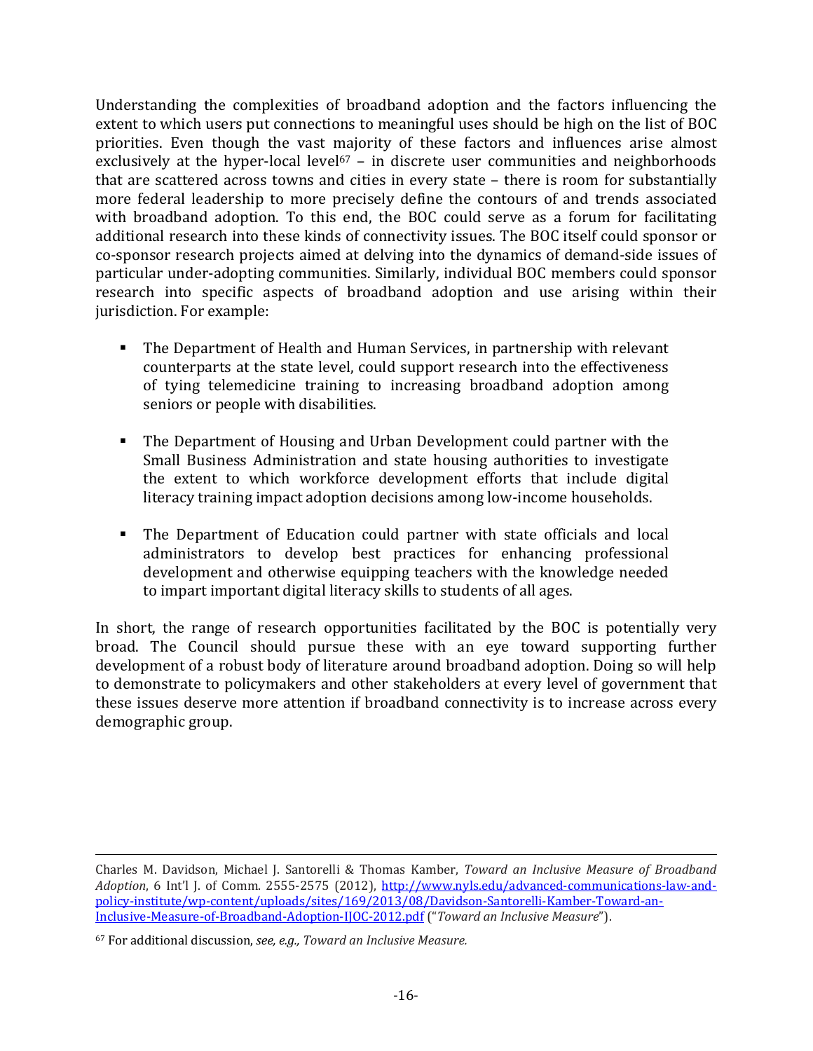Understanding the complexities of broadband adoption and the factors influencing the extent to which users put connections to meaningful uses should be high on the list of BOC priorities. Even though the vast majority of these factors and influences arise almost exclusively at the hyper-local level[67] – in discrete user communities and neighborhoods that are scattered across towns and cities in every state – there is room for substantially more federal leadership to more precisely define the contours of and trends associated with broadband adoption. To this end, the BOC could serve as a forum for facilitating additional research into these kinds of connectivity issues. The BOC itself could sponsor or co-sponsor research projects aimed at delving into the dynamics of demand-side issues of particular under-adopting communities. Similarly, individual BOC members could sponsor research into specific aspects of broadband adoption and use arising within their jurisdiction. For example:

- The Department of Health and Human Services, in partnership with relevant counterparts at the state level, could support research into the effectiveness of tying telemedicine training to increasing broadband adoption among seniors or people with disabilities.

- The Department of Housing and Urban Development could partner with the Small Business Administration and state housing authorities to investigate the extent to which workforce development efforts that include digital literacy training impact adoption decisions among low-income households.

- The Department of Education could partner with state officials and local administrators to develop best practices for enhancing professional development and otherwise equipping teachers with the knowledge needed to impart important digital literacy skills to students of all ages.

In short, the range of research opportunities facilitated by the BOC is potentially very broad. The Council should pursue these with an eye toward supporting further development of a robust body of literature around broadband adoption. Doing so will help to demonstrate to policymakers and other stakeholders at every level of government that these issues deserve more attention if broadband connectivity is to increase across every demographic group.

---

Charles M. Davidson, Michael J. Santorelli & Thomas Kamber, *Toward an Inclusive Measure of Broadband Adoption*, 6 Int'l J. of Comm. 2555-2575 (2012), [http://www.nyls.edu/advanced-communications-law-and-policy-institute/wp-content/uploads/sites/169/2013/08/Davidson-Santorelli-Kamber-Toward-an-Inclusive-Measure-of-Broadband-Adoption-IJOC-2012.pdf](http://www.nyls.edu/advanced-communications-law-and-policy-institute/wp-content/uploads/sites/169/2013/08/Davidson-Santorelli-Kamber-Toward-an-Inclusive-Measure-of-Broadband-Adoption-IJOC-2012.pdf) ("*Toward an Inclusive Measure*").

[67] For additional discussion, *see, e.g., Toward an Inclusive Measure.*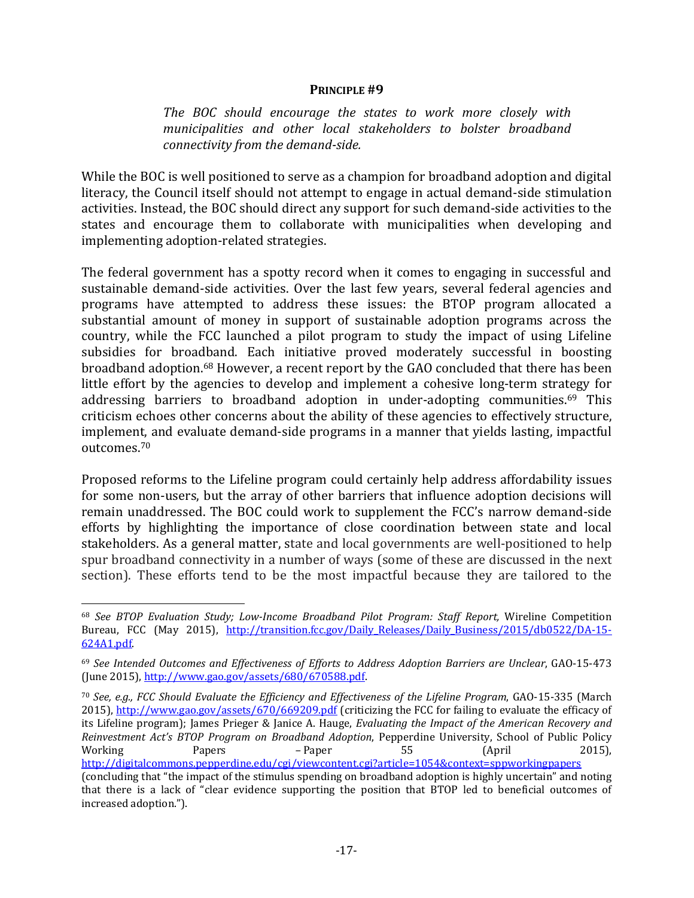**PRINCIPLE #9**

*The BOC should encourage the states to work more closely with municipalities and other local stakeholders to bolster broadband connectivity from the demand-side.*

While the BOC is well positioned to serve as a champion for broadband adoption and digital literacy, the Council itself should not attempt to engage in actual demand-side stimulation activities. Instead, the BOC should direct any support for such demand-side activities to the states and encourage them to collaborate with municipalities when developing and implementing adoption-related strategies.

The federal government has a spotty record when it comes to engaging in successful and sustainable demand-side activities. Over the last few years, several federal agencies and programs have attempted to address these issues: the BTOP program allocated a substantial amount of money in support of sustainable adoption programs across the country, while the FCC launched a pilot program to study the impact of using Lifeline subsidies for broadband. Each initiative proved moderately successful in boosting broadband adoption.[68] However, a recent report by the GAO concluded that there has been little effort by the agencies to develop and implement a cohesive long-term strategy for addressing barriers to broadband adoption in under-adopting communities.[69] This criticism echoes other concerns about the ability of these agencies to effectively structure, implement, and evaluate demand-side programs in a manner that yields lasting, impactful outcomes.[70]

Proposed reforms to the Lifeline program could certainly help address affordability issues for some non-users, but the array of other barriers that influence adoption decisions will remain unaddressed. The BOC could work to supplement the FCC's narrow demand-side efforts by highlighting the importance of close coordination between state and local stakeholders. As a general matter, state and local governments are well-positioned to help spur broadband connectivity in a number of ways (some of these are discussed in the next section). These efforts tend to be the most impactful because they are tailored to the

---

[68] *See BTOP Evaluation Study; Low-Income Broadband Pilot Program: Staff Report,* Wireline Competition Bureau, FCC (May 2015), http://transition.fcc.gov/Daily_Releases/Daily_Business/2015/db0522/DA-15-624A1.pdf.

[69] *See Intended Outcomes and Effectiveness of Efforts to Address Adoption Barriers are Unclear*, GAO-15-473 (June 2015), http://www.gao.gov/assets/680/670588.pdf.

[70] *See, e.g., FCC Should Evaluate the Efficiency and Effectiveness of the Lifeline Program*, GAO-15-335 (March 2015), http://www.gao.gov/assets/670/669209.pdf (criticizing the FCC for failing to evaluate the efficacy of its Lifeline program); James Prieger & Janice A. Hauge, *Evaluating the Impact of the American Recovery and Reinvestment Act's BTOP Program on Broadband Adoption*, Pepperdine University, School of Public Policy Working Papers – Paper 55 (April 2015), http://digitalcommons.pepperdine.edu/cgi/viewcontent.cgi?article=1054&context=sppworkingpapers (concluding that "the impact of the stimulus spending on broadband adoption is highly uncertain" and noting that there is a lack of "clear evidence supporting the position that BTOP led to beneficial outcomes of increased adoption.").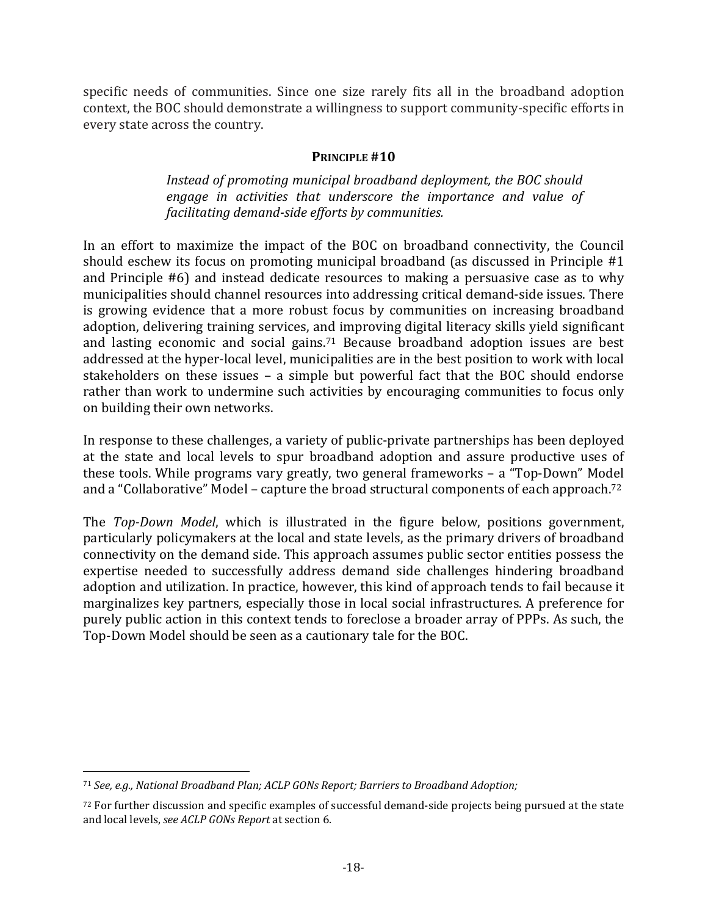specific needs of communities. Since one size rarely fits all in the broadband adoption context, the BOC should demonstrate a willingness to support community-specific efforts in every state across the country.

**PRINCIPLE #10**

> *Instead of promoting municipal broadband deployment, the BOC should engage in activities that underscore the importance and value of facilitating demand-side efforts by communities.*

In an effort to maximize the impact of the BOC on broadband connectivity, the Council should eschew its focus on promoting municipal broadband (as discussed in Principle #1 and Principle #6) and instead dedicate resources to making a persuasive case as to why municipalities should channel resources into addressing critical demand-side issues. There is growing evidence that a more robust focus by communities on increasing broadband adoption, delivering training services, and improving digital literacy skills yield significant and lasting economic and social gains.[71] Because broadband adoption issues are best addressed at the hyper-local level, municipalities are in the best position to work with local stakeholders on these issues – a simple but powerful fact that the BOC should endorse rather than work to undermine such activities by encouraging communities to focus only on building their own networks.

In response to these challenges, a variety of public-private partnerships has been deployed at the state and local levels to spur broadband adoption and assure productive uses of these tools. While programs vary greatly, two general frameworks – a "Top-Down" Model and a "Collaborative" Model – capture the broad structural components of each approach.[72]

The *Top-Down Model*, which is illustrated in the figure below, positions government, particularly policymakers at the local and state levels, as the primary drivers of broadband connectivity on the demand side. This approach assumes public sector entities possess the expertise needed to successfully address demand side challenges hindering broadband adoption and utilization. In practice, however, this kind of approach tends to fail because it marginalizes key partners, especially those in local social infrastructures. A preference for purely public action in this context tends to foreclose a broader array of PPPs. As such, the Top-Down Model should be seen as a cautionary tale for the BOC.

---

[71] *See, e.g., National Broadband Plan; ACLP GONs Report; Barriers to Broadband Adoption;*

[72] For further discussion and specific examples of successful demand-side projects being pursued at the state and local levels, *see ACLP GONs Report* at section 6.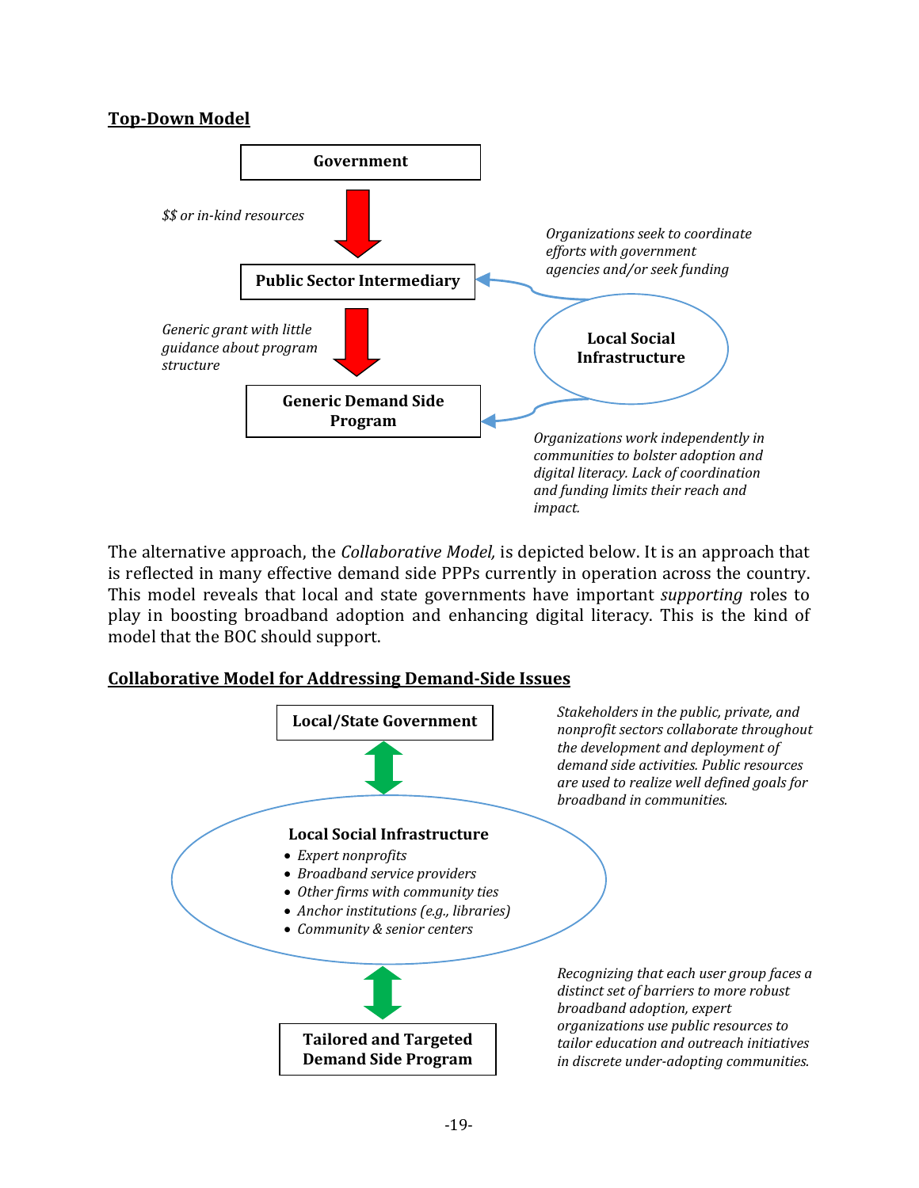**Top-Down Model**

**Government**

*$$ or in-kind resources*

**Public Sector Intermediary**

*Organizations seek to coordinate efforts with government agencies and/or seek funding*

*Generic grant with little guidance about program structure*

**Local Social Infrastructure**

**Generic Demand Side Program**

*Organizations work independently in communities to bolster adoption and digital literacy. Lack of coordination and funding limits their reach and impact.*

The alternative approach, the *Collaborative Model,* is depicted below. It is an approach that is reflected in many effective demand side PPPs currently in operation across the country. This model reveals that local and state governments have important *supporting* roles to play in boosting broadband adoption and enhancing digital literacy. This is the kind of model that the BOC should support.

**Collaborative Model for Addressing Demand-Side Issues**

**Local/State Government**

*Stakeholders in the public, private, and nonprofit sectors collaborate throughout the development and deployment of demand side activities. Public resources are used to realize well defined goals for broadband in communities.*

**Local Social Infrastructure**

- *Expert nonprofits*
- *Broadband service providers*
- *Other firms with community ties*
- *Anchor institutions (e.g., libraries)*
- *Community & senior centers*

**Tailored and Targeted Demand Side Program**

*Recognizing that each user group faces a distinct set of barriers to more robust broadband adoption, expert organizations use public resources to tailor education and outreach initiatives in discrete under-adopting communities.*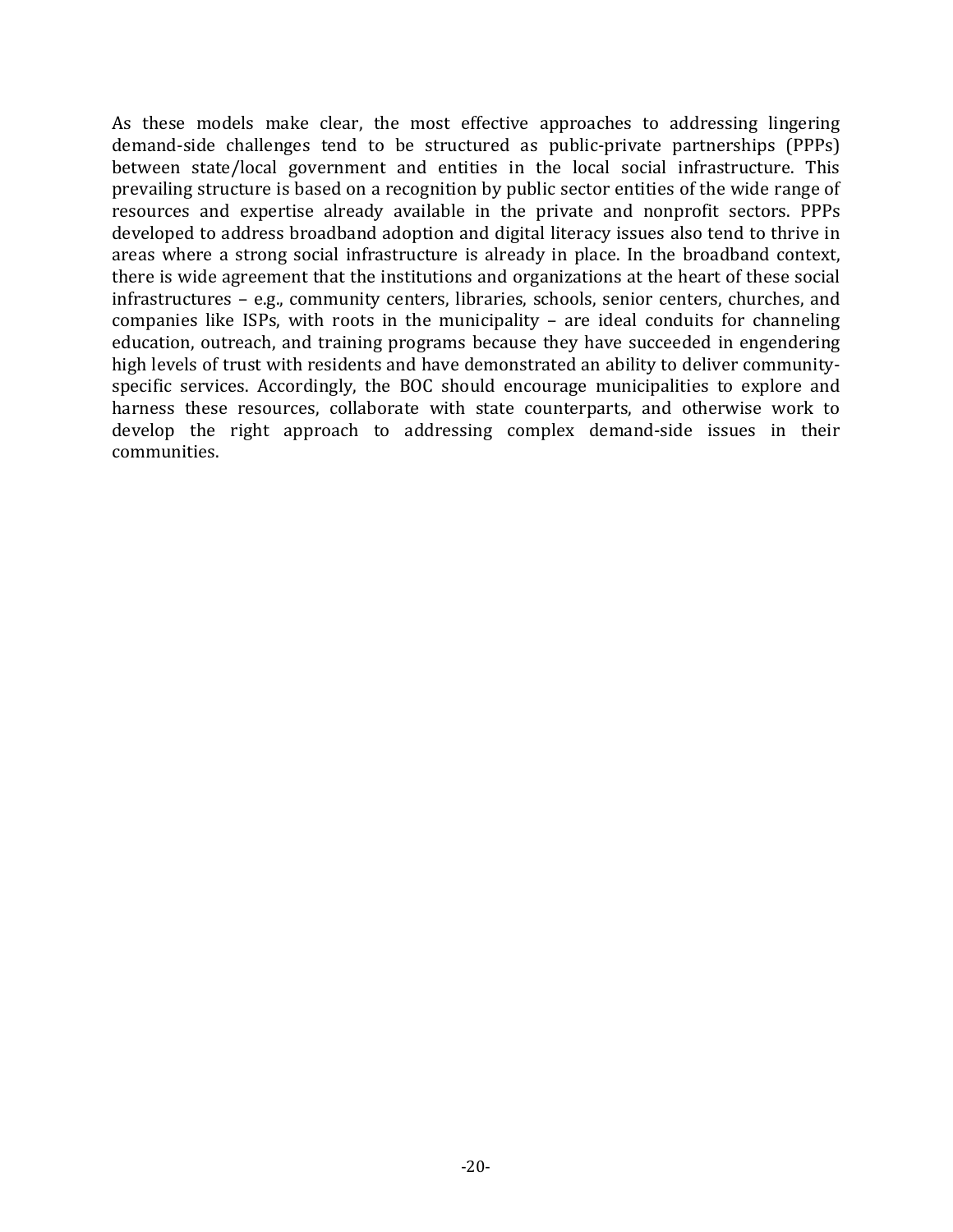As these models make clear, the most effective approaches to addressing lingering demand-side challenges tend to be structured as public-private partnerships (PPPs) between state/local government and entities in the local social infrastructure. This prevailing structure is based on a recognition by public sector entities of the wide range of resources and expertise already available in the private and nonprofit sectors. PPPs developed to address broadband adoption and digital literacy issues also tend to thrive in areas where a strong social infrastructure is already in place. In the broadband context, there is wide agreement that the institutions and organizations at the heart of these social infrastructures – e.g., community centers, libraries, schools, senior centers, churches, and companies like ISPs, with roots in the municipality – are ideal conduits for channeling education, outreach, and training programs because they have succeeded in engendering high levels of trust with residents and have demonstrated an ability to deliver community-specific services. Accordingly, the BOC should encourage municipalities to explore and harness these resources, collaborate with state counterparts, and otherwise work to develop the right approach to addressing complex demand-side issues in their communities.